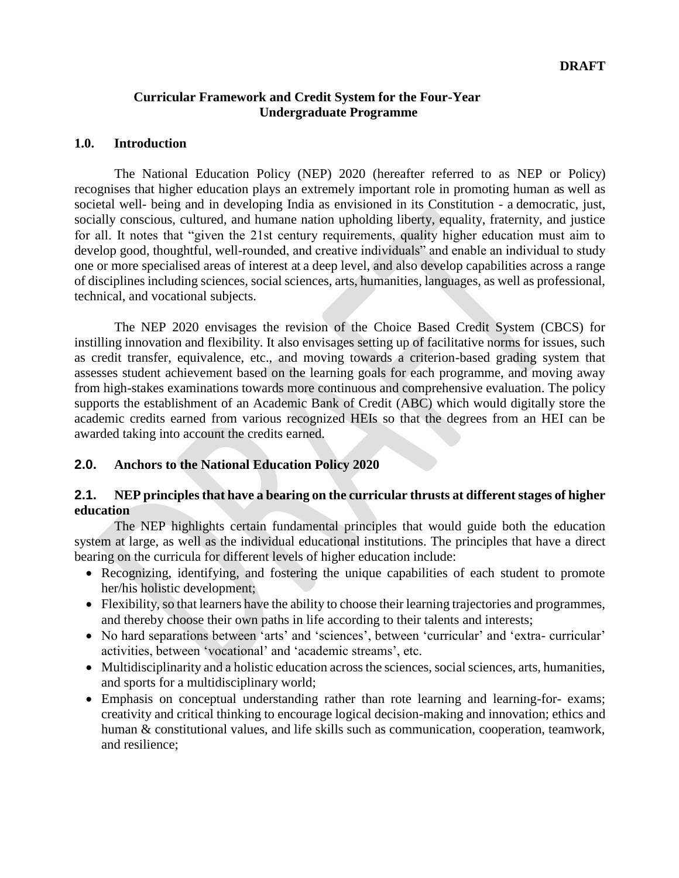**DRAFT**

# Curricular Framework and Credit System for the Four-Year Undergraduate Programme

## 1.0. Introduction

The National Education Policy (NEP) 2020 (hereafter referred to as NEP or Policy) recognises that higher education plays an extremely important role in promoting human as well as societal well- being and in developing India as envisioned in its Constitution - a democratic, just, socially conscious, cultured, and humane nation upholding liberty, equality, fraternity, and justice for all. It notes that "given the 21st century requirements, quality higher education must aim to develop good, thoughtful, well-rounded, and creative individuals" and enable an individual to study one or more specialised areas of interest at a deep level, and also develop capabilities across a range of disciplines including sciences, social sciences, arts, humanities, languages, as well as professional, technical, and vocational subjects.

The NEP 2020 envisages the revision of the Choice Based Credit System (CBCS) for instilling innovation and flexibility. It also envisages setting up of facilitative norms for issues, such as credit transfer, equivalence, etc., and moving towards a criterion-based grading system that assesses student achievement based on the learning goals for each programme, and moving away from high-stakes examinations towards more continuous and comprehensive evaluation. The policy supports the establishment of an Academic Bank of Credit (ABC) which would digitally store the academic credits earned from various recognized HEIs so that the degrees from an HEI can be awarded taking into account the credits earned.

## 2.0. Anchors to the National Education Policy 2020

### 2.1. NEP principles that have a bearing on the curricular thrusts at different stages of higher education

The NEP highlights certain fundamental principles that would guide both the education system at large, as well as the individual educational institutions. The principles that have a direct bearing on the curricula for different levels of higher education include:

- Recognizing, identifying, and fostering the unique capabilities of each student to promote her/his holistic development;
- Flexibility, so that learners have the ability to choose their learning trajectories and programmes, and thereby choose their own paths in life according to their talents and interests;
- No hard separations between 'arts' and 'sciences', between 'curricular' and 'extra- curricular' activities, between 'vocational' and 'academic streams', etc.
- Multidisciplinarity and a holistic education across the sciences, social sciences, arts, humanities, and sports for a multidisciplinary world;
- Emphasis on conceptual understanding rather than rote learning and learning-for- exams; creativity and critical thinking to encourage logical decision-making and innovation; ethics and human & constitutional values, and life skills such as communication, cooperation, teamwork, and resilience;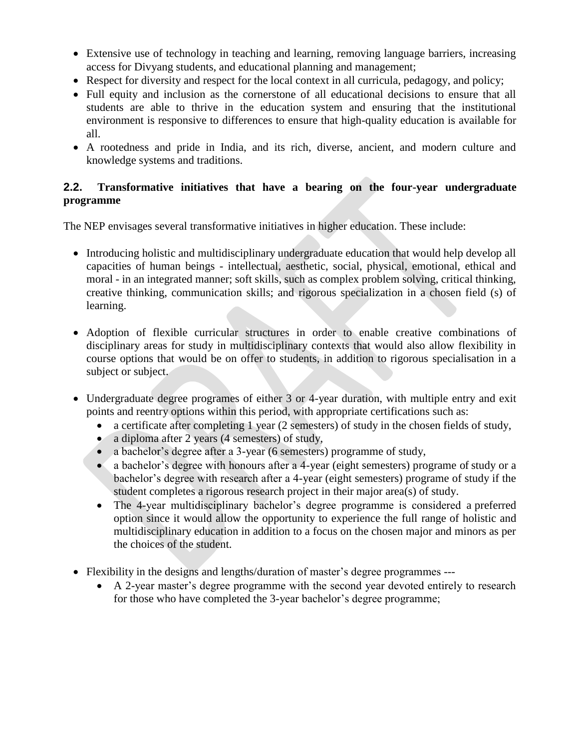- Extensive use of technology in teaching and learning, removing language barriers, increasing access for Divyang students, and educational planning and management;
- Respect for diversity and respect for the local context in all curricula, pedagogy, and policy;
- Full equity and inclusion as the cornerstone of all educational decisions to ensure that all students are able to thrive in the education system and ensuring that the institutional environment is responsive to differences to ensure that high-quality education is available for all.
- A rootedness and pride in India, and its rich, diverse, ancient, and modern culture and knowledge systems and traditions.

## 2.2. Transformative initiatives that have a bearing on the four-year undergraduate programme

The NEP envisages several transformative initiatives in higher education. These include:

- Introducing holistic and multidisciplinary undergraduate education that would help develop all capacities of human beings - intellectual, aesthetic, social, physical, emotional, ethical and moral - in an integrated manner; soft skills, such as complex problem solving, critical thinking, creative thinking, communication skills; and rigorous specialization in a chosen field (s) of learning.

- Adoption of flexible curricular structures in order to enable creative combinations of disciplinary areas for study in multidisciplinary contexts that would also allow flexibility in course options that would be on offer to students, in addition to rigorous specialisation in a subject or subject.

- Undergraduate degree programes of either 3 or 4-year duration, with multiple entry and exit points and reentry options within this period, with appropriate certifications such as:
  - a certificate after completing 1 year (2 semesters) of study in the chosen fields of study,
  - a diploma after 2 years (4 semesters) of study,
  - a bachelor's degree after a 3-year (6 semesters) programme of study,
  - a bachelor's degree with honours after a 4-year (eight semesters) programe of study or a bachelor's degree with research after a 4-year (eight semesters) programe of study if the student completes a rigorous research project in their major area(s) of study.
  - The 4-year multidisciplinary bachelor's degree programme is considered a preferred option since it would allow the opportunity to experience the full range of holistic and multidisciplinary education in addition to a focus on the chosen major and minors as per the choices of the student.

- Flexibility in the designs and lengths/duration of master's degree programmes ---
  - A 2-year master's degree programme with the second year devoted entirely to research for those who have completed the 3-year bachelor's degree programme;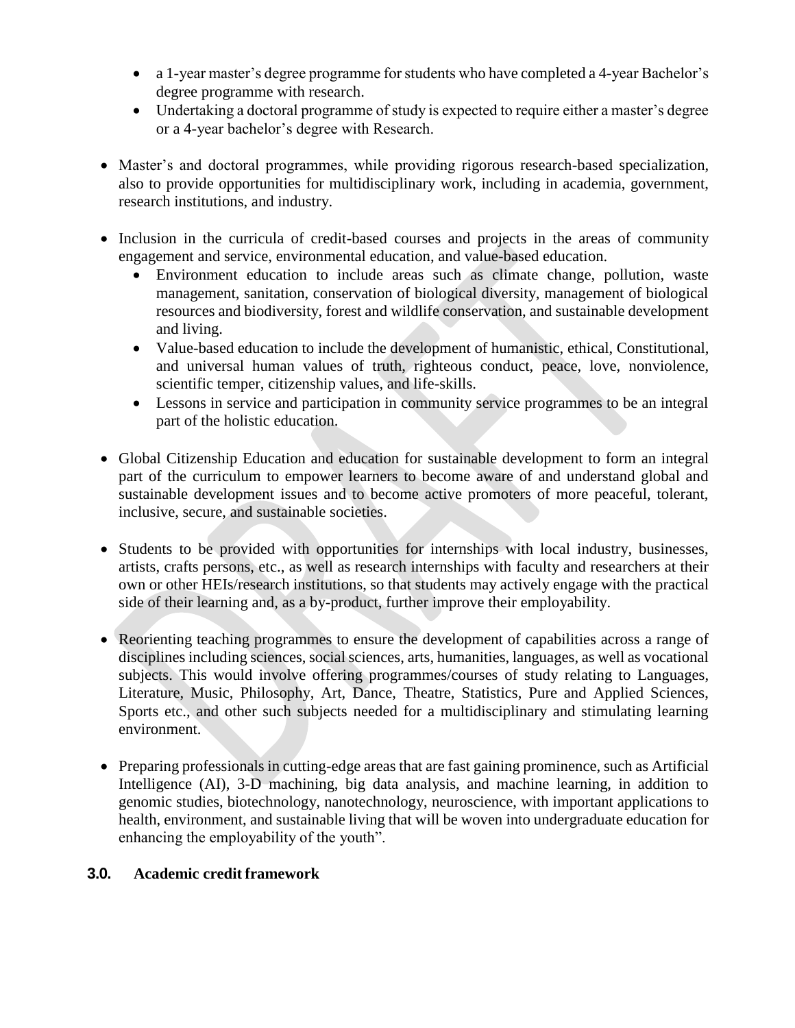- a 1-year master's degree programme for students who have completed a 4-year Bachelor's degree programme with research.
- Undertaking a doctoral programme of study is expected to require either a master's degree or a 4-year bachelor's degree with Research.

- Master's and doctoral programmes, while providing rigorous research-based specialization, also to provide opportunities for multidisciplinary work, including in academia, government, research institutions, and industry.

- Inclusion in the curricula of credit-based courses and projects in the areas of community engagement and service, environmental education, and value-based education.
  - Environment education to include areas such as climate change, pollution, waste management, sanitation, conservation of biological diversity, management of biological resources and biodiversity, forest and wildlife conservation, and sustainable development and living.
  - Value-based education to include the development of humanistic, ethical, Constitutional, and universal human values of truth, righteous conduct, peace, love, nonviolence, scientific temper, citizenship values, and life-skills.
  - Lessons in service and participation in community service programmes to be an integral part of the holistic education.

- Global Citizenship Education and education for sustainable development to form an integral part of the curriculum to empower learners to become aware of and understand global and sustainable development issues and to become active promoters of more peaceful, tolerant, inclusive, secure, and sustainable societies.

- Students to be provided with opportunities for internships with local industry, businesses, artists, crafts persons, etc., as well as research internships with faculty and researchers at their own or other HEIs/research institutions, so that students may actively engage with the practical side of their learning and, as a by-product, further improve their employability.

- Reorienting teaching programmes to ensure the development of capabilities across a range of disciplines including sciences, social sciences, arts, humanities, languages, as well as vocational subjects. This would involve offering programmes/courses of study relating to Languages, Literature, Music, Philosophy, Art, Dance, Theatre, Statistics, Pure and Applied Sciences, Sports etc., and other such subjects needed for a multidisciplinary and stimulating learning environment.

- Preparing professionals in cutting-edge areas that are fast gaining prominence, such as Artificial Intelligence (AI), 3-D machining, big data analysis, and machine learning, in addition to genomic studies, biotechnology, nanotechnology, neuroscience, with important applications to health, environment, and sustainable living that will be woven into undergraduate education for enhancing the employability of the youth".

## 3.0. Academic credit framework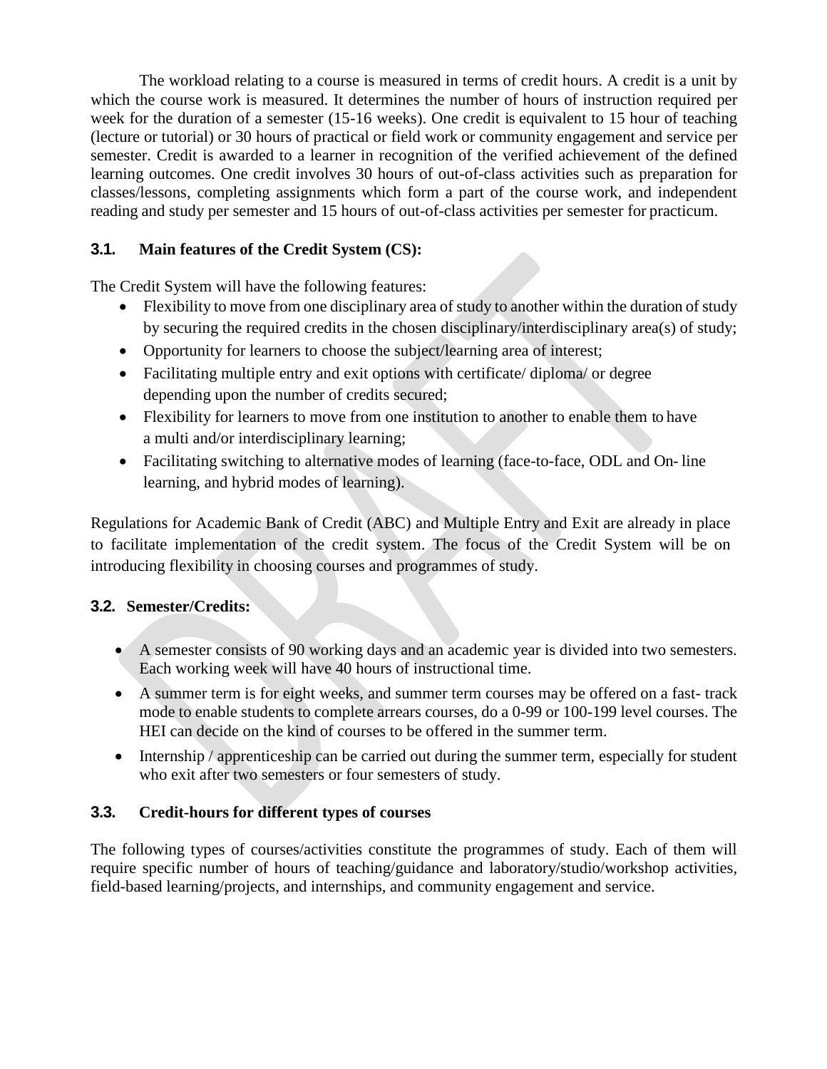The workload relating to a course is measured in terms of credit hours. A credit is a unit by which the course work is measured. It determines the number of hours of instruction required per week for the duration of a semester (15-16 weeks). One credit is equivalent to 15 hour of teaching (lecture or tutorial) or 30 hours of practical or field work or community engagement and service per semester. Credit is awarded to a learner in recognition of the verified achievement of the defined learning outcomes. One credit involves 30 hours of out-of-class activities such as preparation for classes/lessons, completing assignments which form a part of the course work, and independent reading and study per semester and 15 hours of out-of-class activities per semester for practicum.

### 3.1. Main features of the Credit System (CS):

The Credit System will have the following features:

- Flexibility to move from one disciplinary area of study to another within the duration of study by securing the required credits in the chosen disciplinary/interdisciplinary area(s) of study;
- Opportunity for learners to choose the subject/learning area of interest;
- Facilitating multiple entry and exit options with certificate/ diploma/ or degree depending upon the number of credits secured;
- Flexibility for learners to move from one institution to another to enable them to have a multi and/or interdisciplinary learning;
- Facilitating switching to alternative modes of learning (face-to-face, ODL and On- line learning, and hybrid modes of learning).

Regulations for Academic Bank of Credit (ABC) and Multiple Entry and Exit are already in place to facilitate implementation of the credit system. The focus of the Credit System will be on introducing flexibility in choosing courses and programmes of study.

### 3.2. Semester/Credits:

- A semester consists of 90 working days and an academic year is divided into two semesters. Each working week will have 40 hours of instructional time.
- A summer term is for eight weeks, and summer term courses may be offered on a fast- track mode to enable students to complete arrears courses, do a 0-99 or 100-199 level courses. The HEI can decide on the kind of courses to be offered in the summer term.
- Internship / apprenticeship can be carried out during the summer term, especially for student who exit after two semesters or four semesters of study.

### 3.3. Credit-hours for different types of courses

The following types of courses/activities constitute the programmes of study. Each of them will require specific number of hours of teaching/guidance and laboratory/studio/workshop activities, field-based learning/projects, and internships, and community engagement and service.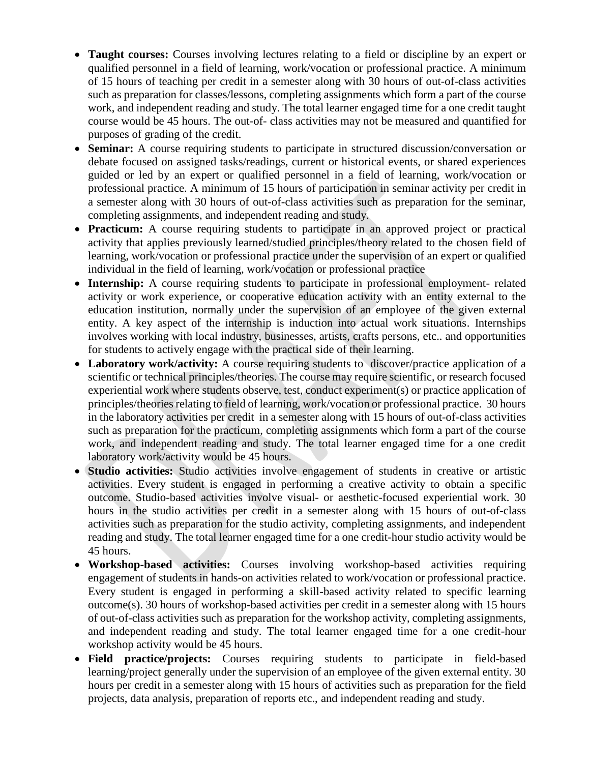- **Taught courses:** Courses involving lectures relating to a field or discipline by an expert or qualified personnel in a field of learning, work/vocation or professional practice. A minimum of 15 hours of teaching per credit in a semester along with 30 hours of out-of-class activities such as preparation for classes/lessons, completing assignments which form a part of the course work, and independent reading and study. The total learner engaged time for a one credit taught course would be 45 hours. The out-of- class activities may not be measured and quantified for purposes of grading of the credit.
- **Seminar:** A course requiring students to participate in structured discussion/conversation or debate focused on assigned tasks/readings, current or historical events, or shared experiences guided or led by an expert or qualified personnel in a field of learning, work/vocation or professional practice. A minimum of 15 hours of participation in seminar activity per credit in a semester along with 30 hours of out-of-class activities such as preparation for the seminar, completing assignments, and independent reading and study.
- **Practicum:** A course requiring students to participate in an approved project or practical activity that applies previously learned/studied principles/theory related to the chosen field of learning, work/vocation or professional practice under the supervision of an expert or qualified individual in the field of learning, work/vocation or professional practice
- **Internship:** A course requiring students to participate in professional employment- related activity or work experience, or cooperative education activity with an entity external to the education institution, normally under the supervision of an employee of the given external entity. A key aspect of the internship is induction into actual work situations. Internships involves working with local industry, businesses, artists, crafts persons, etc.. and opportunities for students to actively engage with the practical side of their learning.
- **Laboratory work/activity:** A course requiring students to discover/practice application of a scientific or technical principles/theories. The course may require scientific, or research focused experiential work where students observe, test, conduct experiment(s) or practice application of principles/theories relating to field of learning, work/vocation or professional practice. 30 hours in the laboratory activities per credit in a semester along with 15 hours of out-of-class activities such as preparation for the practicum, completing assignments which form a part of the course work, and independent reading and study. The total learner engaged time for a one credit laboratory work/activity would be 45 hours.
- **Studio activities:** Studio activities involve engagement of students in creative or artistic activities. Every student is engaged in performing a creative activity to obtain a specific outcome. Studio-based activities involve visual- or aesthetic-focused experiential work. 30 hours in the studio activities per credit in a semester along with 15 hours of out-of-class activities such as preparation for the studio activity, completing assignments, and independent reading and study. The total learner engaged time for a one credit-hour studio activity would be 45 hours.
- **Workshop-based activities:** Courses involving workshop-based activities requiring engagement of students in hands-on activities related to work/vocation or professional practice. Every student is engaged in performing a skill-based activity related to specific learning outcome(s). 30 hours of workshop-based activities per credit in a semester along with 15 hours of out-of-class activities such as preparation for the workshop activity, completing assignments, and independent reading and study. The total learner engaged time for a one credit-hour workshop activity would be 45 hours.
- **Field practice/projects:** Courses requiring students to participate in field-based learning/project generally under the supervision of an employee of the given external entity. 30 hours per credit in a semester along with 15 hours of activities such as preparation for the field projects, data analysis, preparation of reports etc., and independent reading and study.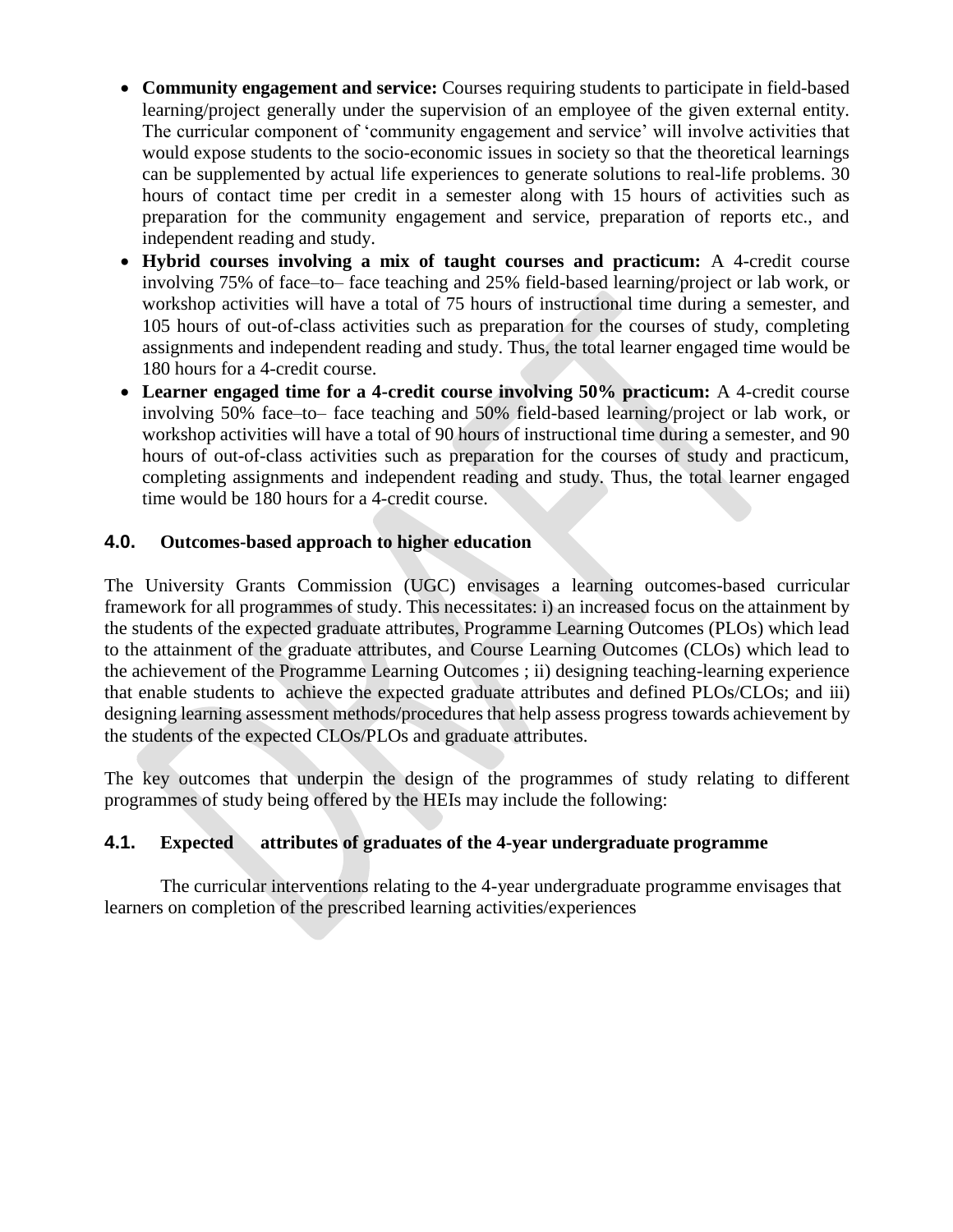- **Community engagement and service:** Courses requiring students to participate in field-based learning/project generally under the supervision of an employee of the given external entity. The curricular component of 'community engagement and service' will involve activities that would expose students to the socio-economic issues in society so that the theoretical learnings can be supplemented by actual life experiences to generate solutions to real-life problems. 30 hours of contact time per credit in a semester along with 15 hours of activities such as preparation for the community engagement and service, preparation of reports etc., and independent reading and study.
- **Hybrid courses involving a mix of taught courses and practicum:** A 4-credit course involving 75% of face–to– face teaching and 25% field-based learning/project or lab work, or workshop activities will have a total of 75 hours of instructional time during a semester, and 105 hours of out-of-class activities such as preparation for the courses of study, completing assignments and independent reading and study. Thus, the total learner engaged time would be 180 hours for a 4-credit course.
- **Learner engaged time for a 4-credit course involving 50% practicum:** A 4-credit course involving 50% face–to– face teaching and 50% field-based learning/project or lab work, or workshop activities will have a total of 90 hours of instructional time during a semester, and 90 hours of out-of-class activities such as preparation for the courses of study and practicum, completing assignments and independent reading and study. Thus, the total learner engaged time would be 180 hours for a 4-credit course.

## 4.0. Outcomes-based approach to higher education

The University Grants Commission (UGC) envisages a learning outcomes-based curricular framework for all programmes of study. This necessitates: i) an increased focus on the attainment by the students of the expected graduate attributes, Programme Learning Outcomes (PLOs) which lead to the attainment of the graduate attributes, and Course Learning Outcomes (CLOs) which lead to the achievement of the Programme Learning Outcomes ; ii) designing teaching-learning experience that enable students to achieve the expected graduate attributes and defined PLOs/CLOs; and iii) designing learning assessment methods/procedures that help assess progress towards achievement by the students of the expected CLOs/PLOs and graduate attributes.

The key outcomes that underpin the design of the programmes of study relating to different programmes of study being offered by the HEIs may include the following:

### 4.1. Expected attributes of graduates of the 4-year undergraduate programme

The curricular interventions relating to the 4-year undergraduate programme envisages that learners on completion of the prescribed learning activities/experiences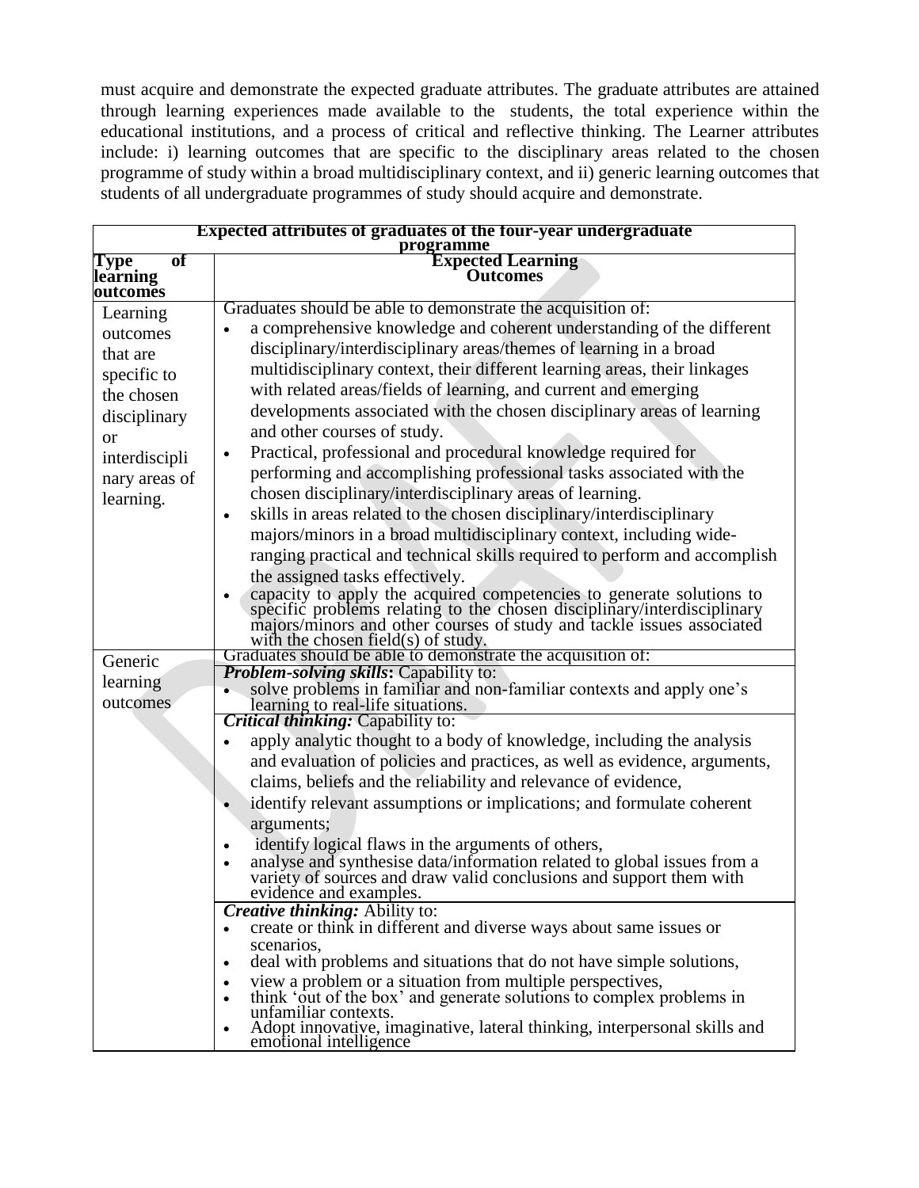must acquire and demonstrate the expected graduate attributes. The graduate attributes are attained through learning experiences made available to the students, the total experience within the educational institutions, and a process of critical and reflective thinking. The Learner attributes include: i) learning outcomes that are specific to the disciplinary areas related to the chosen programme of study within a broad multidisciplinary context, and ii) generic learning outcomes that students of all undergraduate programmes of study should acquire and demonstrate.

| **Expected attributes of graduates of the four-year undergraduate programme** | |
|---|---|
| **Type of learning outcomes** | **Expected Learning Outcomes** |
| Learning outcomes that are specific to the chosen disciplinary or interdisciplinary areas of learning. | Graduates should be able to demonstrate the acquisition of:<br>• a comprehensive knowledge and coherent understanding of the different disciplinary/interdisciplinary areas/themes of learning in a broad multidisciplinary context, their different learning areas, their linkages with related areas/fields of learning, and current and emerging developments associated with the chosen disciplinary areas of learning and other courses of study.<br>• Practical, professional and procedural knowledge required for performing and accomplishing professional tasks associated with the chosen disciplinary/interdisciplinary areas of learning.<br>• skills in areas related to the chosen disciplinary/interdisciplinary majors/minors in a broad multidisciplinary context, including wide-ranging practical and technical skills required to perform and accomplish the assigned tasks effectively.<br>• capacity to apply the acquired competencies to generate solutions to specific problems relating to the chosen disciplinary/interdisciplinary majors/minors and other courses of study and tackle issues associated with the chosen field(s) of study. |
| Generic learning outcomes | Graduates should be able to demonstrate the acquisition of: |
| | ***Problem-solving skills*:** Capability to:<br>• solve problems in familiar and non-familiar contexts and apply one's learning to real-life situations. |
| | ***Critical thinking:*** Capability to:<br>• apply analytic thought to a body of knowledge, including the analysis and evaluation of policies and practices, as well as evidence, arguments, claims, beliefs and the reliability and relevance of evidence,<br>• identify relevant assumptions or implications; and formulate coherent arguments;<br>• identify logical flaws in the arguments of others,<br>• analyse and synthesise data/information related to global issues from a variety of sources and draw valid conclusions and support them with evidence and examples. |
| | ***Creative thinking:*** Ability to:<br>• create or think in different and diverse ways about same issues or scenarios,<br>• deal with problems and situations that do not have simple solutions,<br>• view a problem or a situation from multiple perspectives,<br>• think 'out of the box' and generate solutions to complex problems in unfamiliar contexts.<br>• Adopt innovative, imaginative, lateral thinking, interpersonal skills and emotional intelligence |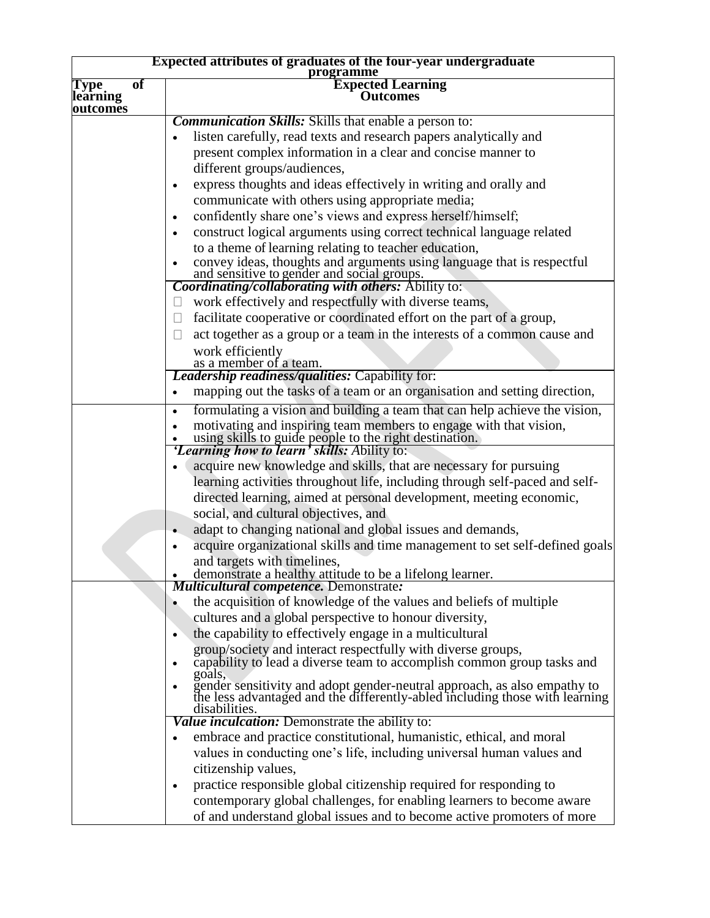| Expected attributes of graduates of the four-year undergraduate programme | |
|---|---|
| **Type of learning outcomes** | **Expected Learning Outcomes** |
| | ***Communication Skills:*** Skills that enable a person to: <br>• listen carefully, read texts and research papers analytically and present complex information in a clear and concise manner to different groups/audiences, <br>• express thoughts and ideas effectively in writing and orally and communicate with others using appropriate media; <br>• confidently share one's views and express herself/himself; <br>• construct logical arguments using correct technical language related to a theme of learning relating to teacher education, <br>• convey ideas, thoughts and arguments using language that is respectful and sensitive to gender and social groups. |
| | ***Coordinating/collaborating with others:*** Ability to: <br>• work effectively and respectfully with diverse teams, <br>• facilitate cooperative or coordinated effort on the part of a group, <br>• act together as a group or a team in the interests of a common cause and work efficiently as a member of a team. |
| | ***Leadership readiness/qualities:*** Capability for: <br>• mapping out the tasks of a team or an organisation and setting direction, |
| | • formulating a vision and building a team that can help achieve the vision, <br>• motivating and inspiring team members to engage with that vision, <br>• using skills to guide people to the right destination. |
| | ***'Learning how to learn' skills:*** Ability to: <br>• acquire new knowledge and skills, that are necessary for pursuing learning activities throughout life, including through self-paced and self-directed learning, aimed at personal development, meeting economic, social, and cultural objectives, and <br>• adapt to changing national and global issues and demands, <br>• acquire organizational skills and time management to set self-defined goals and targets with timelines, <br>• demonstrate a healthy attitude to be a lifelong learner. |
| | ***Multicultural competence.*** Demonstrate***:*** <br>• the acquisition of knowledge of the values and beliefs of multiple cultures and a global perspective to honour diversity, <br>• the capability to effectively engage in a multicultural group/society and interact respectfully with diverse groups, <br>• capability to lead a diverse team to accomplish common group tasks and goals, <br>• gender sensitivity and adopt gender-neutral approach, as also empathy to the less advantaged and the differently-abled including those with learning disabilities. |
| | ***Value inculcation:*** Demonstrate the ability to: <br>• embrace and practice constitutional, humanistic, ethical, and moral values in conducting one's life, including universal human values and citizenship values, <br>• practice responsible global citizenship required for responding to contemporary global challenges, for enabling learners to become aware of and understand global issues and to become active promoters of more |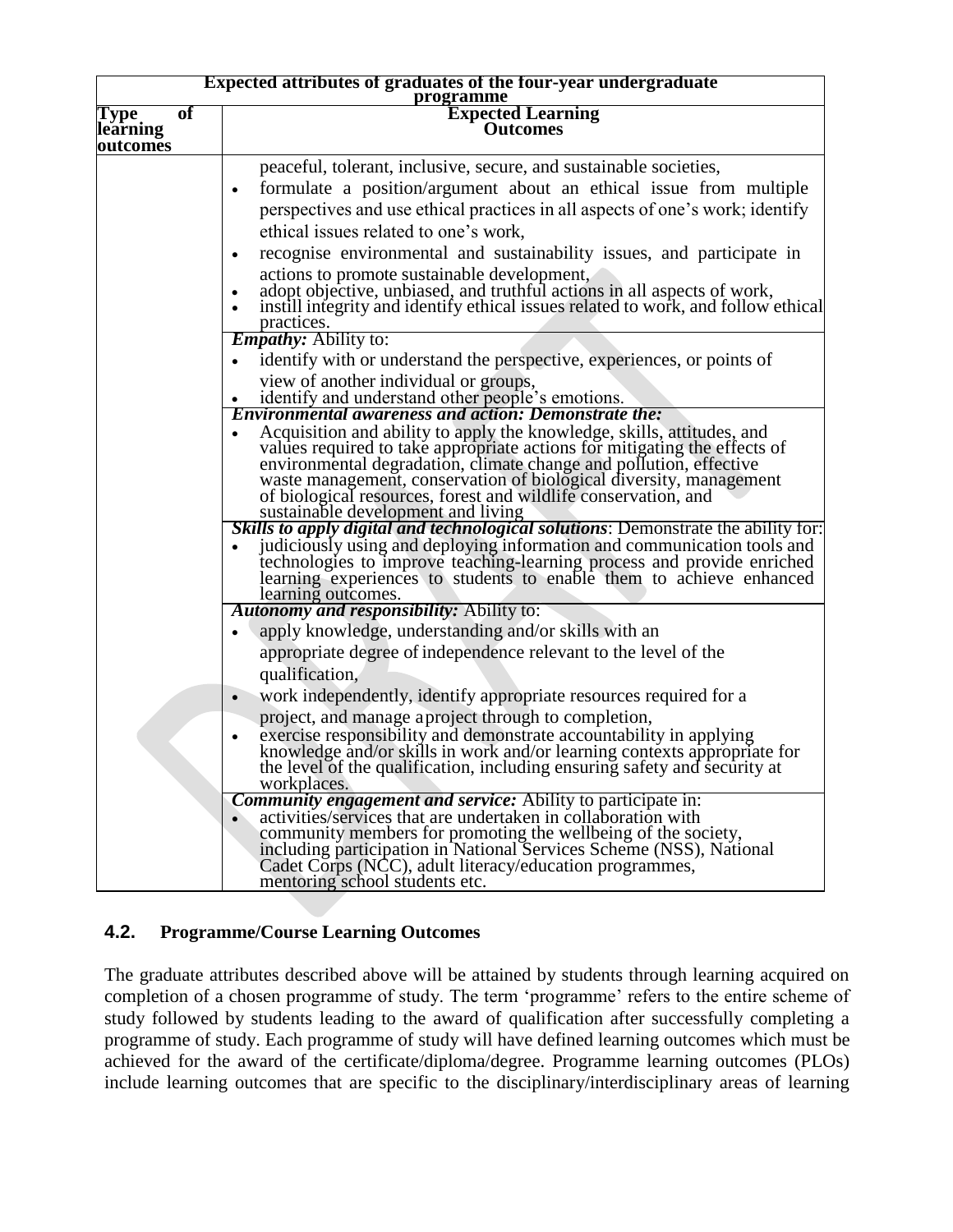| Expected attributes of graduates of the four-year undergraduate programme | |
|---|---|
| **Type of learning outcomes** | **Expected Learning Outcomes** |
| | peaceful, tolerant, inclusive, secure, and sustainable societies,<br>• formulate a position/argument about an ethical issue from multiple perspectives and use ethical practices in all aspects of one's work; identify ethical issues related to one's work,<br>• recognise environmental and sustainability issues, and participate in actions to promote sustainable development,<br>• adopt objective, unbiased, and truthful actions in all aspects of work,<br>• instill integrity and identify ethical issues related to work, and follow ethical practices. |
| | ***Empathy:*** Ability to:<br>• identify with or understand the perspective, experiences, or points of view of another individual or groups,<br>• identify and understand other people's emotions. |
| | ***Environmental awareness and action: Demonstrate the:***<br>• Acquisition and ability to apply the knowledge, skills, attitudes, and values required to take appropriate actions for mitigating the effects of environmental degradation, climate change and pollution, effective waste management, conservation of biological diversity, management of biological resources, forest and wildlife conservation, and sustainable development and living |
| | ***Skills to apply digital and technological solutions***: Demonstrate the ability for:<br>• judiciously using and deploying information and communication tools and technologies to improve teaching-learning process and provide enriched learning experiences to students to enable them to achieve enhanced learning outcomes. |
| | ***Autonomy and responsibility:*** Ability to:<br>• apply knowledge, understanding and/or skills with an appropriate degree of independence relevant to the level of the qualification,<br>• work independently, identify appropriate resources required for a project, and manage aproject through to completion,<br>• exercise responsibility and demonstrate accountability in applying knowledge and/or skills in work and/or learning contexts appropriate for the level of the qualification, including ensuring safety and security at workplaces. |
| | ***Community engagement and service:*** Ability to participate in:<br>• activities/services that are undertaken in collaboration with community members for promoting the wellbeing of the society, including participation in National Services Scheme (NSS), National Cadet Corps (NCC), adult literacy/education programmes, mentoring school students etc. |

## 4.2. Programme/Course Learning Outcomes

The graduate attributes described above will be attained by students through learning acquired on completion of a chosen programme of study. The term 'programme' refers to the entire scheme of study followed by students leading to the award of qualification after successfully completing a programme of study. Each programme of study will have defined learning outcomes which must be achieved for the award of the certificate/diploma/degree. Programme learning outcomes (PLOs) include learning outcomes that are specific to the disciplinary/interdisciplinary areas of learning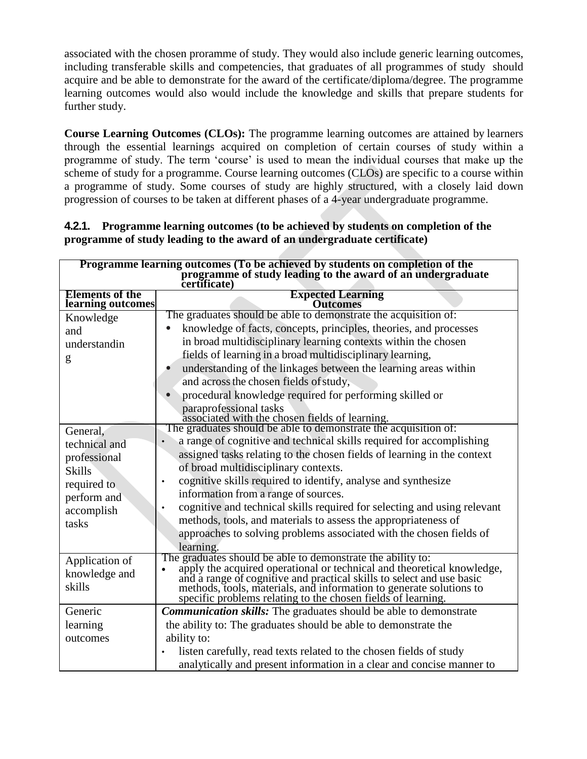associated with the chosen proramme of study. They would also include generic learning outcomes, including transferable skills and competencies, that graduates of all programmes of study should acquire and be able to demonstrate for the award of the certificate/diploma/degree. The programme learning outcomes would also would include the knowledge and skills that prepare students for further study.

**Course Learning Outcomes (CLOs):** The programme learning outcomes are attained by learners through the essential learnings acquired on completion of certain courses of study within a programme of study. The term 'course' is used to mean the individual courses that make up the scheme of study for a programme. Course learning outcomes (CLOs) are specific to a course within a programme of study. Some courses of study are highly structured, with a closely laid down progression of courses to be taken at different phases of a 4-year undergraduate programme.

### 4.2.1. Programme learning outcomes (to be achieved by students on completion of the programme of study leading to the award of an undergraduate certificate)

| Programme learning outcomes (To be achieved by students on completion of the programme of study leading to the award of an undergraduate certificate) | |
|---|---|
| **Elements of the learning outcomes** | **Expected Learning Outcomes** |
| Knowledge and understandin g | The graduates should be able to demonstrate the acquisition of: <br>• knowledge of facts, concepts, principles, theories, and processes in broad multidisciplinary learning contexts within the chosen fields of learning in a broad multidisciplinary learning, <br>• understanding of the linkages between the learning areas within and across the chosen fields of study, <br>• procedural knowledge required for performing skilled or paraprofessional tasks associated with the chosen fields of learning. |
| General, technical and professional Skills required to perform and accomplish tasks | The graduates should be able to demonstrate the acquisition of: <br>• a range of cognitive and technical skills required for accomplishing assigned tasks relating to the chosen fields of learning in the context of broad multidisciplinary contexts. <br>• cognitive skills required to identify, analyse and synthesize information from a range of sources. <br>• cognitive and technical skills required for selecting and using relevant methods, tools, and materials to assess the appropriateness of approaches to solving problems associated with the chosen fields of learning. |
| Application of knowledge and skills | The graduates should be able to demonstrate the ability to: <br>• apply the acquired operational or technical and theoretical knowledge, and a range of cognitive and practical skills to select and use basic methods, tools, materials, and information to generate solutions to specific problems relating to the chosen fields of learning. |
| Generic learning outcomes | ***Communication skills:*** The graduates should be able to demonstrate the ability to: The graduates should be able to demonstrate the ability to: <br>• listen carefully, read texts related to the chosen fields of study analytically and present information in a clear and concise manner to |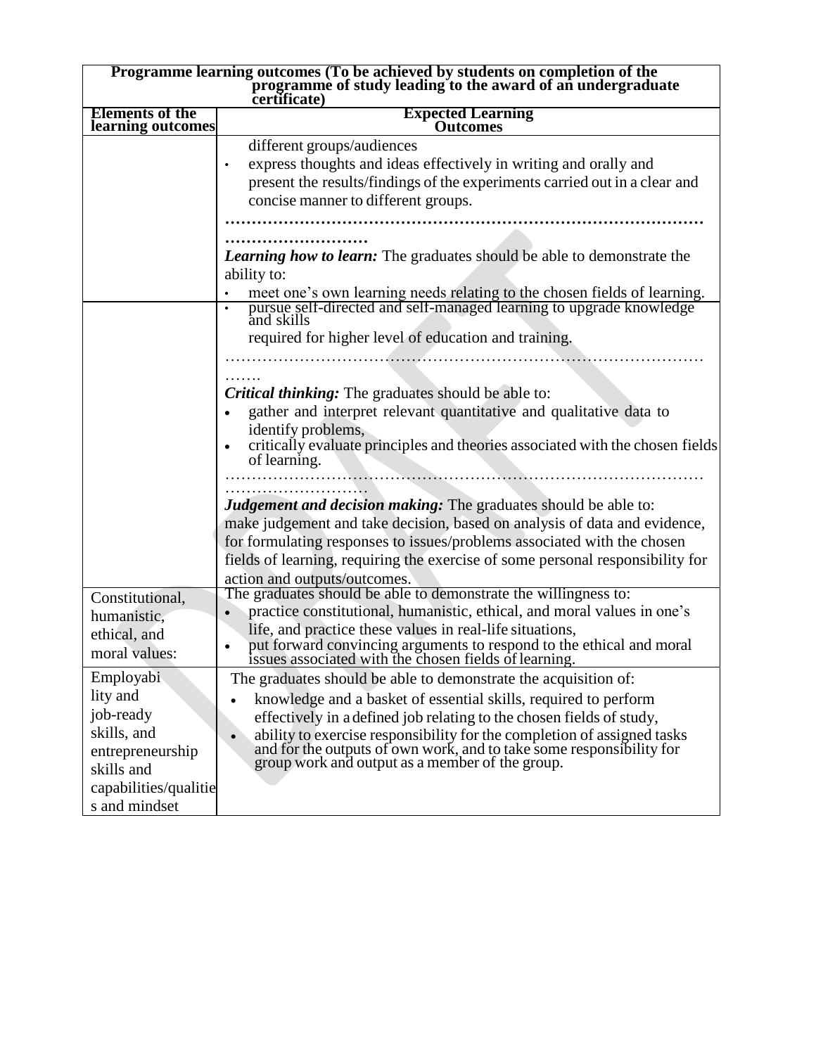| Programme learning outcomes (To be achieved by students on completion of the programme of study leading to the award of an undergraduate certificate) | |
|---|---|
| **Elements of the learning outcomes** | **Expected Learning Outcomes** |
| | different groups/audiences<br>• express thoughts and ideas effectively in writing and orally and present the results/findings of the experiments carried out in a clear and concise manner to different groups.<br>**………………………………………………………………………………………………………**<br>***Learning how to learn:*** The graduates should be able to demonstrate the ability to:<br>• meet one's own learning needs relating to the chosen fields of learning. |
| | • pursue self-directed and self-managed learning to upgrade knowledge and skills required for higher level of education and training.<br>……………………………………………………………………………………<br>***Critical thinking:*** The graduates should be able to:<br>• gather and interpret relevant quantitative and qualitative data to identify problems,<br>• critically evaluate principles and theories associated with the chosen fields of learning.<br>……………………………………………………………………………………………………<br>***Judgement and decision making:*** The graduates should be able to: make judgement and take decision, based on analysis of data and evidence, for formulating responses to issues/problems associated with the chosen fields of learning, requiring the exercise of some personal responsibility for action and outputs/outcomes. |
| Constitutional, humanistic, ethical, and moral values: | The graduates should be able to demonstrate the willingness to:<br>• practice constitutional, humanistic, ethical, and moral values in one's life, and practice these values in real-life situations,<br>• put forward convincing arguments to respond to the ethical and moral issues associated with the chosen fields of learning. |
| Employability and job-ready skills, and entrepreneurship skills and capabilities/qualities and mindset | The graduates should be able to demonstrate the acquisition of:<br>• knowledge and a basket of essential skills, required to perform effectively in a defined job relating to the chosen fields of study,<br>• ability to exercise responsibility for the completion of assigned tasks and for the outputs of own work, and to take some responsibility for group work and output as a member of the group. |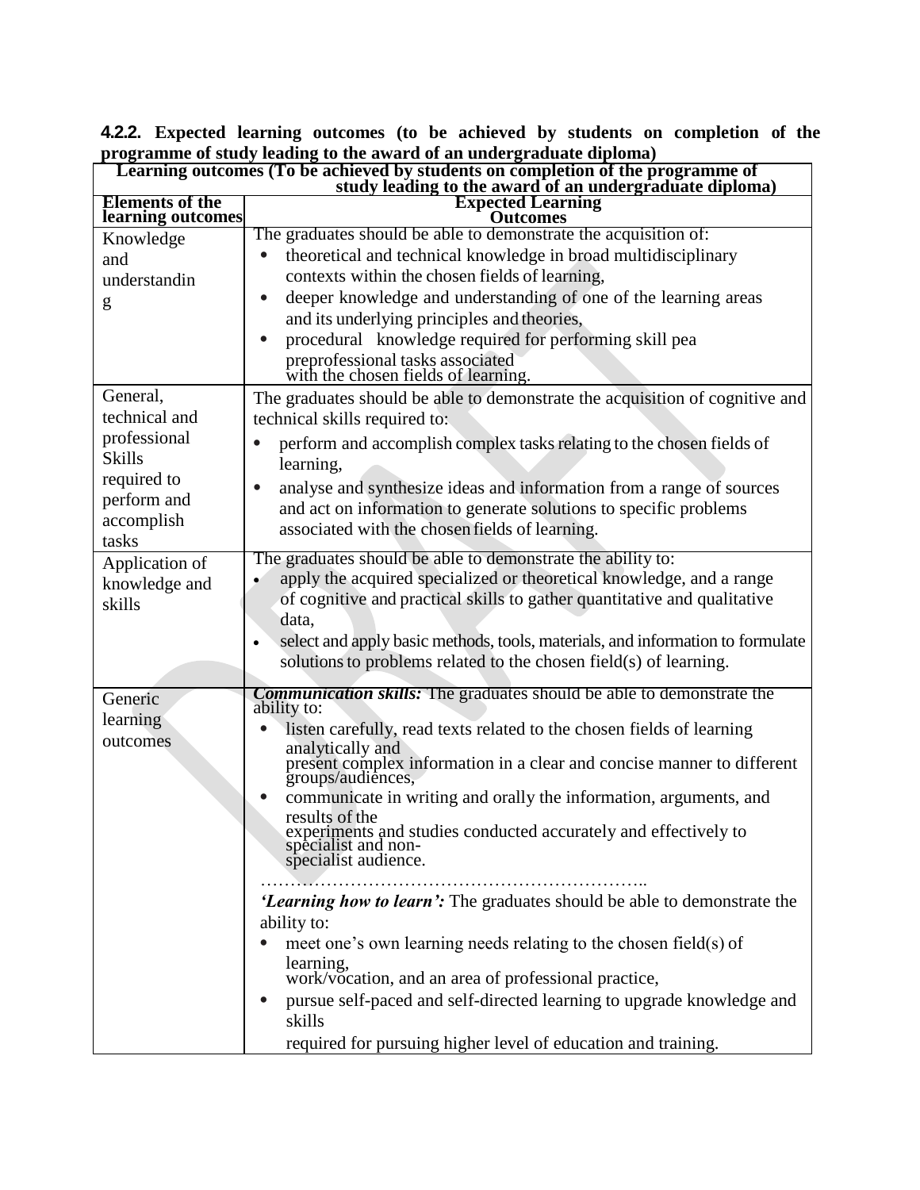**4.2.2. Expected learning outcomes (to be achieved by students on completion of the programme of study leading to the award of an undergraduate diploma)**

| Learning outcomes (To be achieved by students on completion of the programme of study leading to the award of an undergraduate diploma) | |
|---|---|
| **Elements of the learning outcomes** | **Expected Learning Outcomes** |
| Knowledge and understanding | The graduates should be able to demonstrate the acquisition of:<br>• theoretical and technical knowledge in broad multidisciplinary contexts within the chosen fields of learning,<br>• deeper knowledge and understanding of one of the learning areas and its underlying principles and theories,<br>• procedural knowledge required for performing skill pea preprofessional tasks associated with the chosen fields of learning. |
| General, technical and professional Skills required to perform and accomplish tasks | The graduates should be able to demonstrate the acquisition of cognitive and technical skills required to:<br>• perform and accomplish complex tasks relating to the chosen fields of learning,<br>• analyse and synthesize ideas and information from a range of sources and act on information to generate solutions to specific problems associated with the chosen fields of learning. |
| Application of knowledge and skills | The graduates should be able to demonstrate the ability to:<br>• apply the acquired specialized or theoretical knowledge, and a range of cognitive and practical skills to gather quantitative and qualitative data,<br>• select and apply basic methods, tools, materials, and information to formulate solutions to problems related to the chosen field(s) of learning. |
| Generic learning outcomes | ***Communication skills:*** The graduates should be able to demonstrate the ability to:<br>• listen carefully, read texts related to the chosen fields of learning analytically and present complex information in a clear and concise manner to different groups/audiences,<br>• communicate in writing and orally the information, arguments, and results of the experiments and studies conducted accurately and effectively to specialist and non-specialist audience.<br>………………………………………………………..<br>***'Learning how to learn':*** The graduates should be able to demonstrate the ability to:<br>• meet one's own learning needs relating to the chosen field(s) of learning, work/vocation, and an area of professional practice,<br>• pursue self-paced and self-directed learning to upgrade knowledge and skills required for pursuing higher level of education and training. |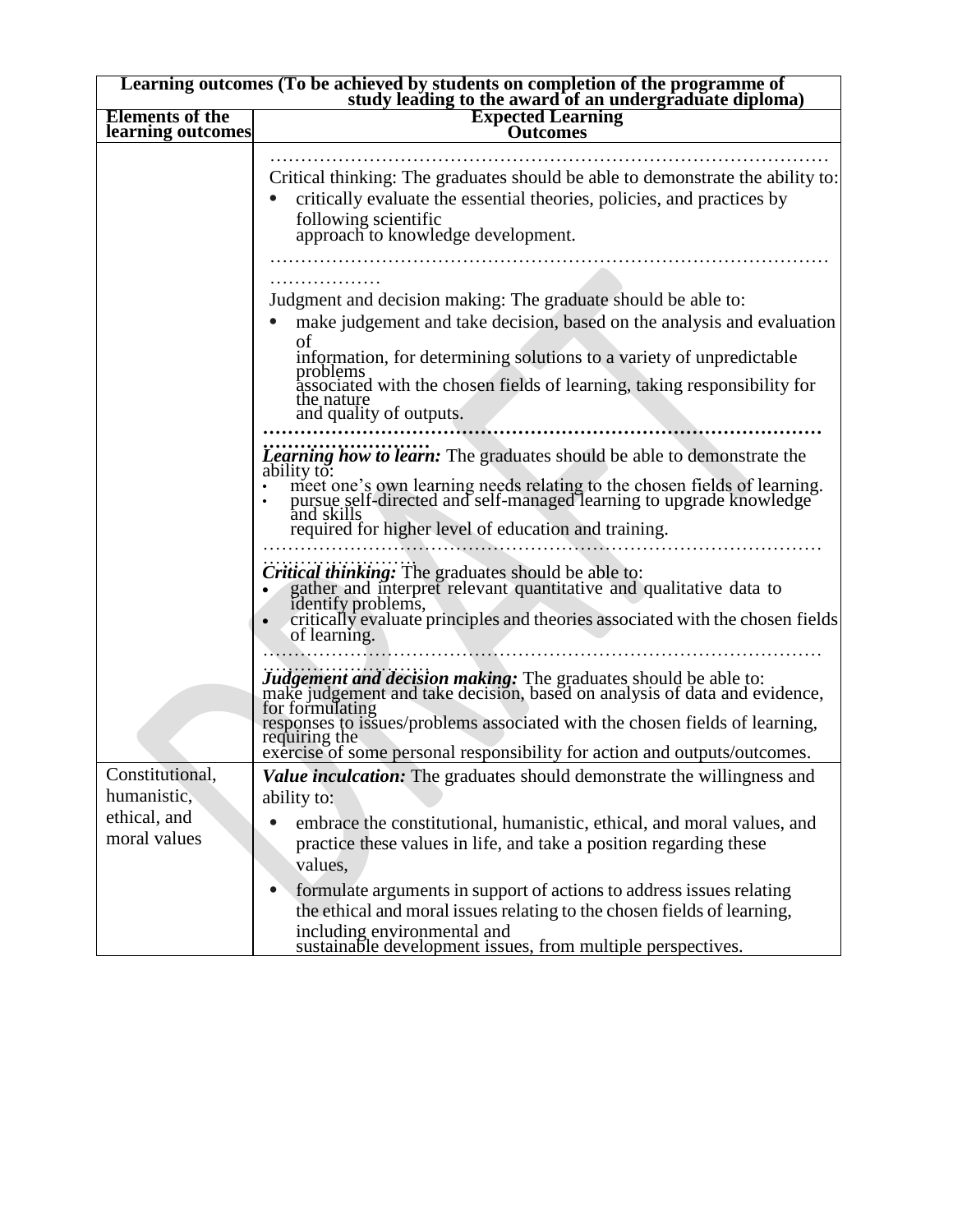| Learning outcomes (To be achieved by students on completion of the programme of study leading to the award of an undergraduate diploma) | |
|---|---|
| **Elements of the learning outcomes** | **Expected Learning Outcomes** |
| | ………………………………………………………………………………… Critical thinking: The graduates should be able to demonstrate the ability to: <br>• critically evaluate the essential theories, policies, and practices by following scientific approach to knowledge development. <br>………………………………………………………………………………… ……………… Judgment and decision making: The graduate should be able to: <br>• make judgement and take decision, based on the analysis and evaluation of information, for determining solutions to a variety of unpredictable problems associated with the chosen fields of learning, taking responsibility for the nature and quality of outputs. <br>………………………………………………………………………………… ……………………… ***Learning how to learn:*** The graduates should be able to demonstrate the ability to: <br>• meet one's own learning needs relating to the chosen fields of learning. <br>• pursue self-directed and self-managed learning to upgrade knowledge and skills required for higher level of education and training. <br>………………………………………………………………………………… ……………………… ***Critical thinking:*** The graduates should be able to: <br>• gather and interpret relevant quantitative and qualitative data to identify problems, <br>• critically evaluate principles and theories associated with the chosen fields of learning. <br>………………………………………………………………………………… ……………………… ***Judgement and decision making:*** The graduates should be able to: make judgement and take decision, based on analysis of data and evidence, for formulating responses to issues/problems associated with the chosen fields of learning, requiring the exercise of some personal responsibility for action and outputs/outcomes. |
| Constitutional, humanistic, ethical, and moral values | ***Value inculcation:*** The graduates should demonstrate the willingness and ability to: <br>• embrace the constitutional, humanistic, ethical, and moral values, and practice these values in life, and take a position regarding these values, <br>• formulate arguments in support of actions to address issues relating the ethical and moral issues relating to the chosen fields of learning, including environmental and sustainable development issues, from multiple perspectives. |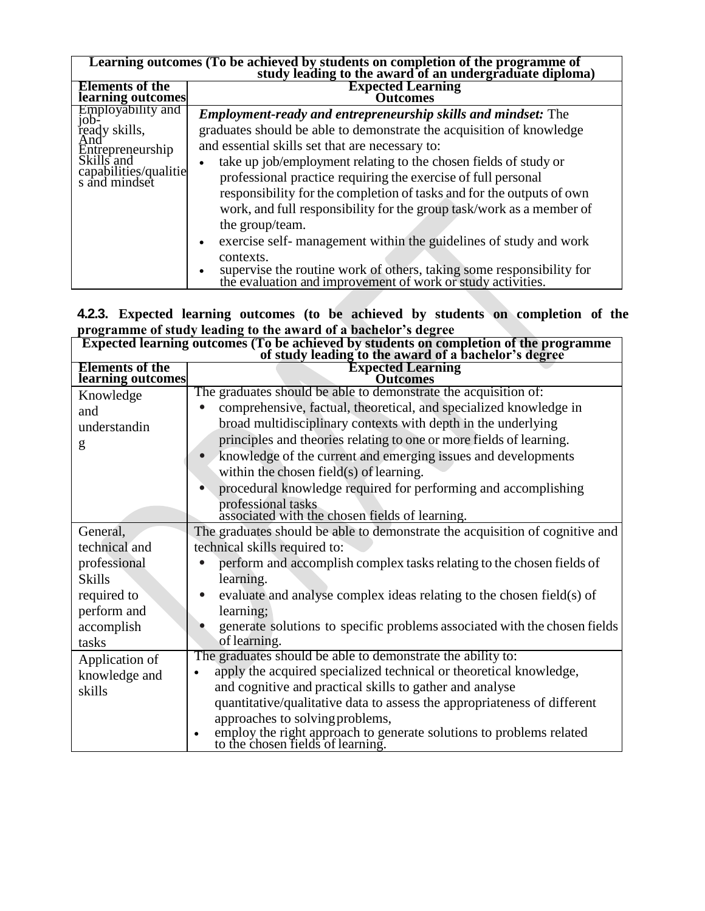| Learning outcomes (To be achieved by students on completion of the programme of study leading to the award of an undergraduate diploma) | |
|---|---|
| **Elements of the learning outcomes** | **Expected Learning Outcomes** |
| Employability and job-ready skills, And Entrepreneurship Skills and capabilities/qualities and mindset | ***Employment-ready and entrepreneurship skills and mindset:*** The graduates should be able to demonstrate the acquisition of knowledge and essential skills set that are necessary to:<br>• take up job/employment relating to the chosen fields of study or professional practice requiring the exercise of full personal responsibility for the completion of tasks and for the outputs of own work, and full responsibility for the group task/work as a member of the group/team.<br>• exercise self- management within the guidelines of study and work contexts.<br>• supervise the routine work of others, taking some responsibility for the evaluation and improvement of work or study activities. |

**4.2.3. Expected learning outcomes (to be achieved by students on completion of the programme of study leading to the award of a bachelor's degree**

| Expected learning outcomes (To be achieved by students on completion of the programme of study leading to the award of a bachelor's degree | |
|---|---|
| **Elements of the learning outcomes** | **Expected Learning Outcomes** |
| Knowledge and understanding | The graduates should be able to demonstrate the acquisition of:<br>• comprehensive, factual, theoretical, and specialized knowledge in broad multidisciplinary contexts with depth in the underlying principles and theories relating to one or more fields of learning.<br>• knowledge of the current and emerging issues and developments within the chosen field(s) of learning.<br>• procedural knowledge required for performing and accomplishing professional tasks associated with the chosen fields of learning. |
| General, technical and professional Skills required to perform and accomplish tasks | The graduates should be able to demonstrate the acquisition of cognitive and technical skills required to:<br>• perform and accomplish complex tasks relating to the chosen fields of learning.<br>• evaluate and analyse complex ideas relating to the chosen field(s) of learning;<br>• generate solutions to specific problems associated with the chosen fields of learning. |
| Application of knowledge and skills | The graduates should be able to demonstrate the ability to:<br>• apply the acquired specialized technical or theoretical knowledge, and cognitive and practical skills to gather and analyse quantitative/qualitative data to assess the appropriateness of different approaches to solving problems,<br>• employ the right approach to generate solutions to problems related to the chosen fields of learning. |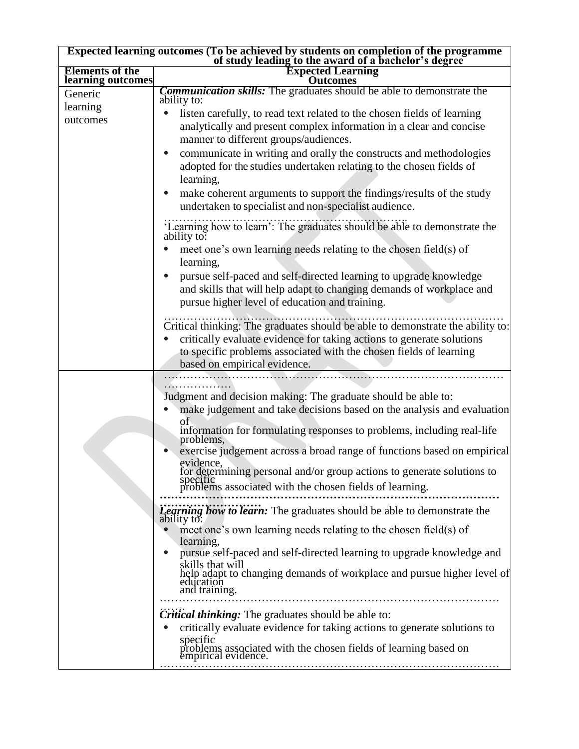| Expected learning outcomes (To be achieved by students on completion of the programme of study leading to the award of a bachelor's degree | |
|---|---|
| **Elements of the learning outcomes** | **Expected Learning Outcomes** |
| Generic learning outcomes | ***Communication skills:*** The graduates should be able to demonstrate the ability to:<br>• listen carefully, to read text related to the chosen fields of learning analytically and present complex information in a clear and concise manner to different groups/audiences.<br>• communicate in writing and orally the constructs and methodologies adopted for the studies undertaken relating to the chosen fields of learning,<br>• make coherent arguments to support the findings/results of the study undertaken to specialist and non-specialist audience.<br>……………………………………………………..<br>'Learning how to learn': The graduates should be able to demonstrate the ability to:<br>• meet one's own learning needs relating to the chosen field(s) of learning,<br>• pursue self-paced and self-directed learning to upgrade knowledge and skills that will help adapt to changing demands of workplace and pursue higher level of education and training.<br>……………………………………………………………………………<br>Critical thinking: The graduates should be able to demonstrate the ability to:<br>• critically evaluate evidence for taking actions to generate solutions to specific problems associated with the chosen fields of learning based on empirical evidence. |
| | ……………………………………………………………………………<br>………………<br>Judgment and decision making: The graduate should be able to:<br>• make judgement and take decisions based on the analysis and evaluation of information for formulating responses to problems, including real-life problems,<br>• exercise judgement across a broad range of functions based on empirical evidence, for determining personal and/or group actions to generate solutions to specific problems associated with the chosen fields of learning.<br>**……………………………………………………………………………**<br>**………………………**<br>***Learning how to learn:*** The graduates should be able to demonstrate the ability to:<br>• meet one's own learning needs relating to the chosen field(s) of learning,<br>• pursue self-paced and self-directed learning to upgrade knowledge and skills that will help adapt to changing demands of workplace and pursue higher level of education and training.<br>……………………………………………………………………………<br>……<br>***Critical thinking:*** The graduates should be able to:<br>• critically evaluate evidence for taking actions to generate solutions to specific problems associated with the chosen fields of learning based on empirical evidence.<br>…………………………………………………………………………… |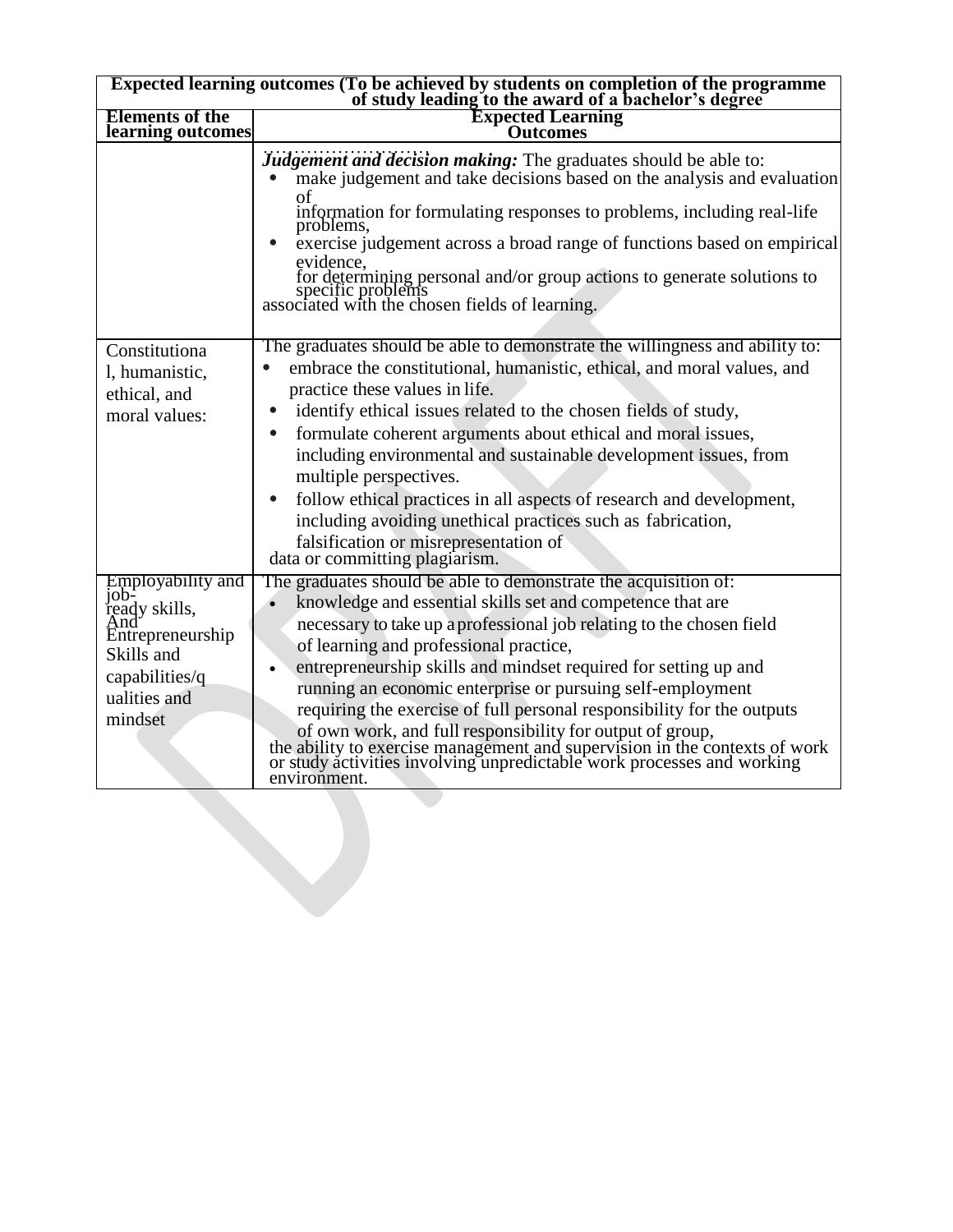| Expected learning outcomes (To be achieved by students on completion of the programme of study leading to the award of a bachelor's degree | |
|---|---|
| **Elements of the learning outcomes** | **Expected Learning Outcomes** |
| | ***Judgement and decision making:*** The graduates should be able to: <br>• make judgement and take decisions based on the analysis and evaluation of information for formulating responses to problems, including real-life problems, <br>• exercise judgement across a broad range of functions based on empirical evidence, for determining personal and/or group actions to generate solutions to specific problems associated with the chosen fields of learning. |
| Constitutional, humanistic, ethical, and moral values: | The graduates should be able to demonstrate the willingness and ability to: <br>• embrace the constitutional, humanistic, ethical, and moral values, and practice these values in life. <br>• identify ethical issues related to the chosen fields of study, <br>• formulate coherent arguments about ethical and moral issues, including environmental and sustainable development issues, from multiple perspectives. <br>• follow ethical practices in all aspects of research and development, including avoiding unethical practices such as fabrication, falsification or misrepresentation of data or committing plagiarism. |
| Employability and job-ready skills, And Entrepreneurship Skills and capabilities/qualities and mindset | The graduates should be able to demonstrate the acquisition of: <br>• knowledge and essential skills set and competence that are necessary to take up a professional job relating to the chosen field of learning and professional practice, <br>• entrepreneurship skills and mindset required for setting up and running an economic enterprise or pursuing self-employment requiring the exercise of full personal responsibility for the outputs of own work, and full responsibility for output of group, the ability to exercise management and supervision in the contexts of work or study activities involving unpredictable work processes and working environment. |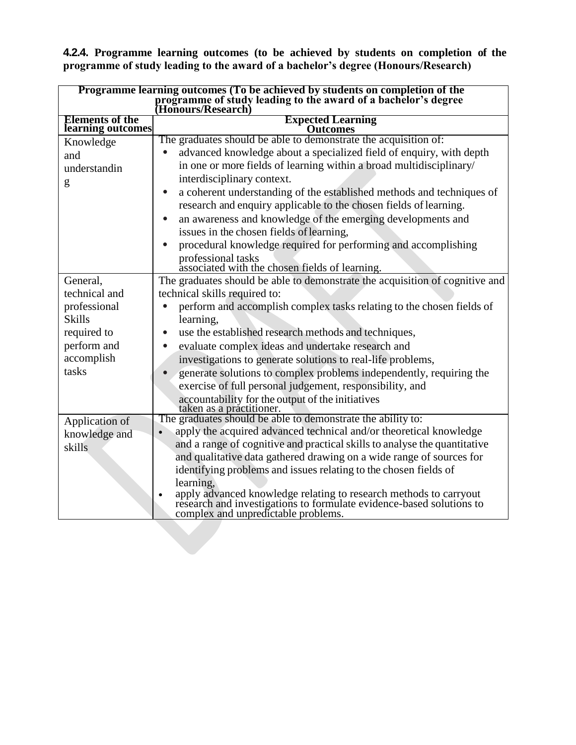**4.2.4. Programme learning outcomes (to be achieved by students on completion of the programme of study leading to the award of a bachelor's degree (Honours/Research)**

| Programme learning outcomes (To be achieved by students on completion of the programme of study leading to the award of a bachelor's degree (Honours/Research) | |
|---|---|
| **Elements of the learning outcomes** | **Expected Learning Outcomes** |
| Knowledge and understanding | The graduates should be able to demonstrate the acquisition of:<br>• advanced knowledge about a specialized field of enquiry, with depth in one or more fields of learning within a broad multidisciplinary/ interdisciplinary context.<br>• a coherent understanding of the established methods and techniques of research and enquiry applicable to the chosen fields of learning.<br>• an awareness and knowledge of the emerging developments and issues in the chosen fields of learning,<br>• procedural knowledge required for performing and accomplishing professional tasks associated with the chosen fields of learning. |
| General, technical and professional Skills required to perform and accomplish tasks | The graduates should be able to demonstrate the acquisition of cognitive and technical skills required to:<br>• perform and accomplish complex tasks relating to the chosen fields of learning,<br>• use the established research methods and techniques,<br>• evaluate complex ideas and undertake research and investigations to generate solutions to real-life problems,<br>• generate solutions to complex problems independently, requiring the exercise of full personal judgement, responsibility, and accountability for the output of the initiatives taken as a practitioner. |
| Application of knowledge and skills | The graduates should be able to demonstrate the ability to:<br>• apply the acquired advanced technical and/or theoretical knowledge and a range of cognitive and practical skills to analyse the quantitative and qualitative data gathered drawing on a wide range of sources for identifying problems and issues relating to the chosen fields of learning,<br>• apply advanced knowledge relating to research methods to carryout research and investigations to formulate evidence-based solutions to complex and unpredictable problems. |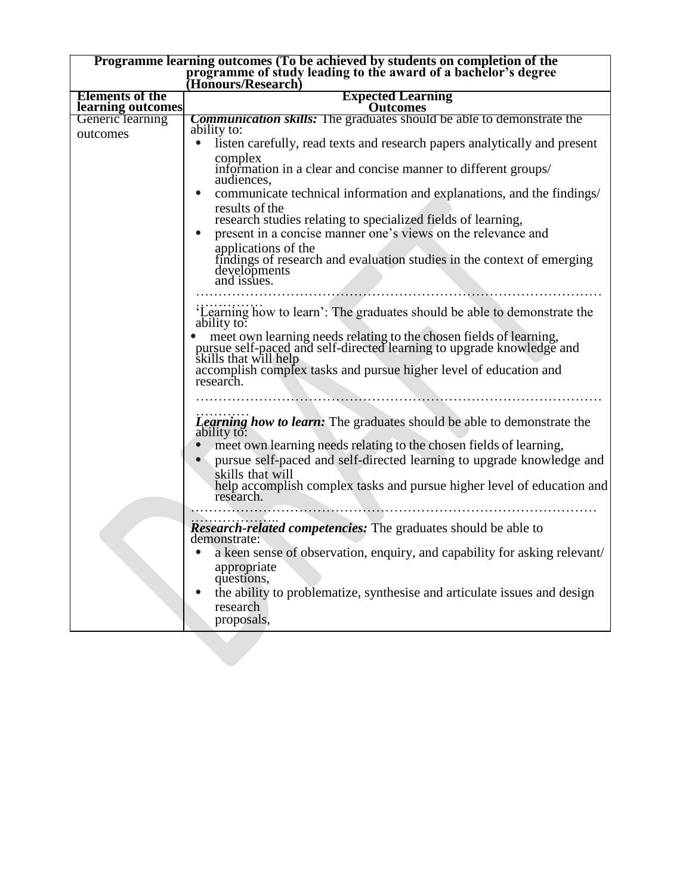| Programme learning outcomes (To be achieved by students on completion of the programme of study leading to the award of a bachelor's degree (Honours/Research) | |
|---|---|
| **Elements of the learning outcomes** | **Expected Learning Outcomes** |
| Generic learning outcomes | ***Communication skills:*** The graduates should be able to demonstrate the ability to:<br>• listen carefully, read texts and research papers analytically and present complex information in a clear and concise manner to different groups/ audiences,<br>• communicate technical information and explanations, and the findings/ results of the research studies relating to specialized fields of learning,<br>• present in a concise manner one's views on the relevance and applications of the findings of research and evaluation studies in the context of emerging developments and issues.<br>……………………………………………………………………………………………<br>'Learning how to learn': The graduates should be able to demonstrate the ability to:<br>• meet own learning needs relating to the chosen fields of learning, pursue self-paced and self-directed learning to upgrade knowledge and skills that will help accomplish complex tasks and pursue higher level of education and research.<br>……………………………………………………………………………………………<br>***Learning how to learn:*** The graduates should be able to demonstrate the ability to:<br>• meet own learning needs relating to the chosen fields of learning,<br>• pursue self-paced and self-directed learning to upgrade knowledge and skills that will help accomplish complex tasks and pursue higher level of education and research.<br>……………………………………………………………………………………………<br>***Research-related competencies:*** The graduates should be able to demonstrate:<br>• a keen sense of observation, enquiry, and capability for asking relevant/ appropriate questions,<br>• the ability to problematize, synthesise and articulate issues and design research proposals, |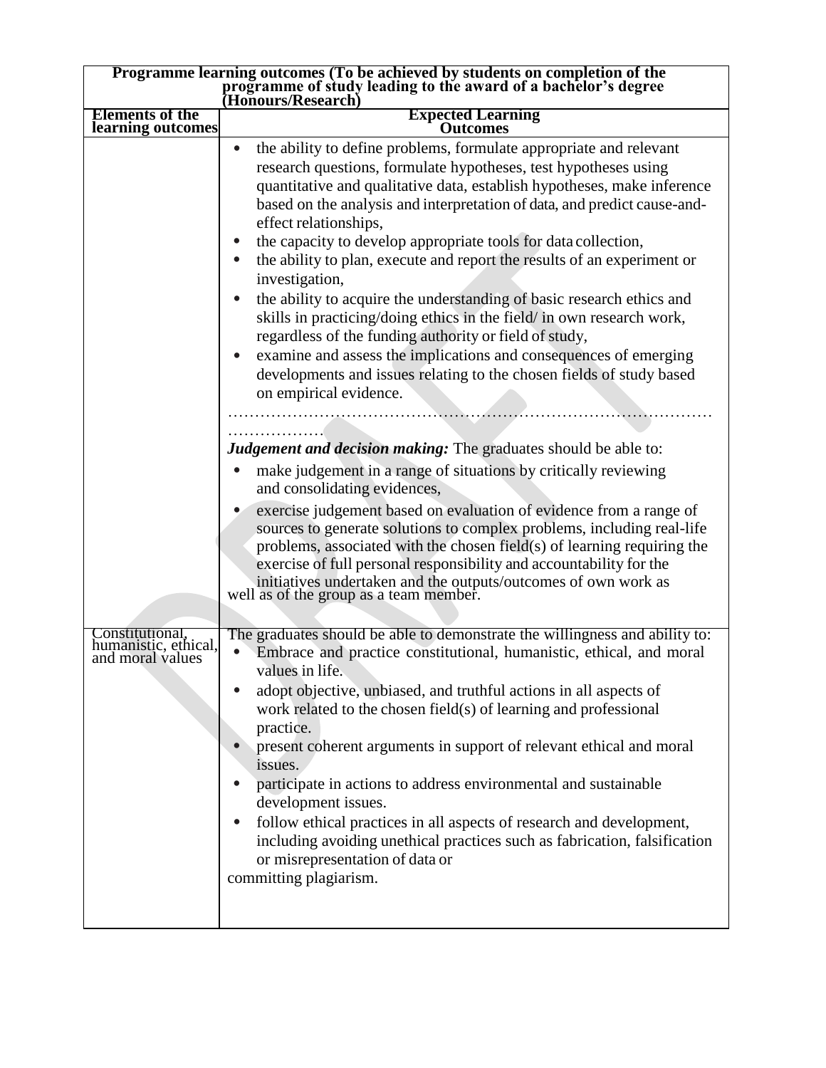| Programme learning outcomes (To be achieved by students on completion of the programme of study leading to the award of a bachelor's degree (Honours/Research) | |
|---|---|
| **Elements of the learning outcomes** | **Expected Learning Outcomes** |
| | • the ability to define problems, formulate appropriate and relevant research questions, formulate hypotheses, test hypotheses using quantitative and qualitative data, establish hypotheses, make inference based on the analysis and interpretation of data, and predict cause-and-effect relationships,<br>• the capacity to develop appropriate tools for data collection,<br>• the ability to plan, execute and report the results of an experiment or investigation,<br>• the ability to acquire the understanding of basic research ethics and skills in practicing/doing ethics in the field/ in own research work, regardless of the funding authority or field of study,<br>• examine and assess the implications and consequences of emerging developments and issues relating to the chosen fields of study based on empirical evidence.<br>……………………………………………………………………………………………<br>***Judgement and decision making:*** The graduates should be able to:<br>• make judgement in a range of situations by critically reviewing and consolidating evidences,<br>• exercise judgement based on evaluation of evidence from a range of sources to generate solutions to complex problems, including real-life problems, associated with the chosen field(s) of learning requiring the exercise of full personal responsibility and accountability for the initiatives undertaken and the outputs/outcomes of own work as well as of the group as a team member. |
| Constitutional, humanistic, ethical, and moral values | The graduates should be able to demonstrate the willingness and ability to:<br>• Embrace and practice constitutional, humanistic, ethical, and moral values in life.<br>• adopt objective, unbiased, and truthful actions in all aspects of work related to the chosen field(s) of learning and professional practice.<br>• present coherent arguments in support of relevant ethical and moral issues.<br>• participate in actions to address environmental and sustainable development issues.<br>• follow ethical practices in all aspects of research and development, including avoiding unethical practices such as fabrication, falsification or misrepresentation of data or committing plagiarism. |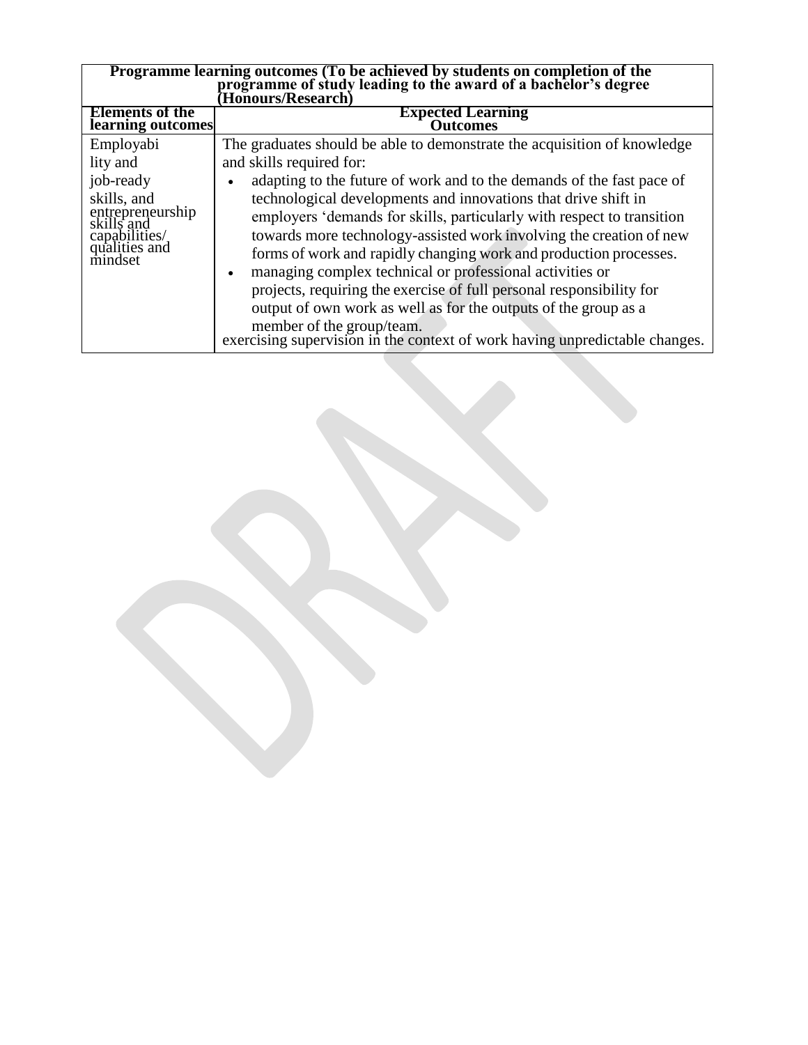| Programme learning outcomes (To be achieved by students on completion of the programme of study leading to the award of a bachelor's degree (Honours/Research) | |
|---|---|
| **Elements of the learning outcomes** | **Expected Learning Outcomes** |
| Employability and job-ready skills, and entrepreneurship skills and capabilities/ qualities and mindset | The graduates should be able to demonstrate the acquisition of knowledge and skills required for:<br>• adapting to the future of work and to the demands of the fast pace of technological developments and innovations that drive shift in employers 'demands for skills, particularly with respect to transition towards more technology-assisted work involving the creation of new forms of work and rapidly changing work and production processes.<br>• managing complex technical or professional activities or projects, requiring the exercise of full personal responsibility for output of own work as well as for the outputs of the group as a member of the group/team.<br>exercising supervision in the context of work having unpredictable changes. |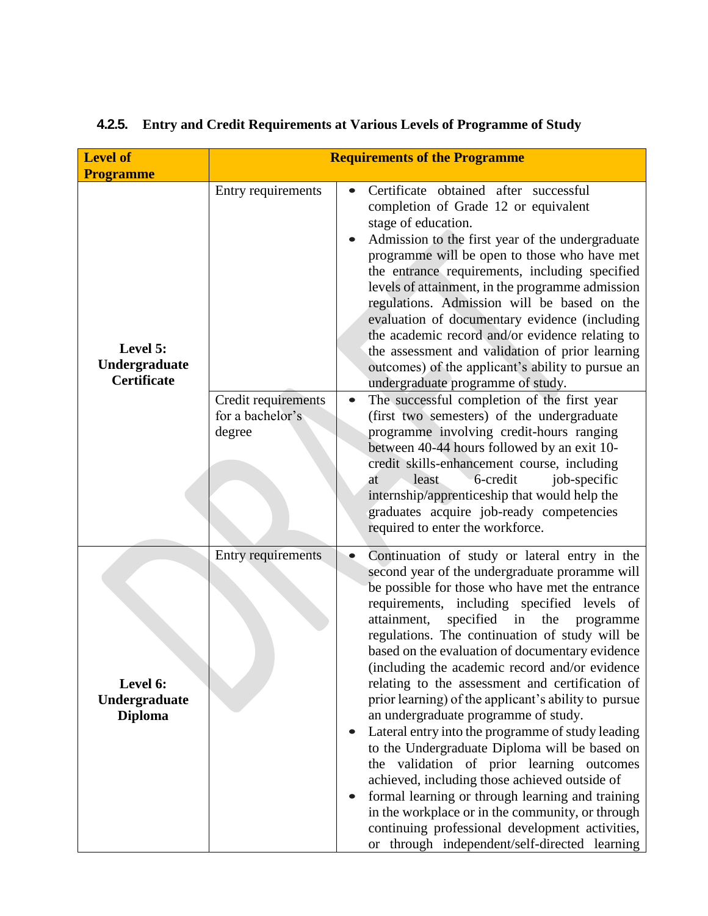### 4.2.5. Entry and Credit Requirements at Various Levels of Programme of Study

| Level of Programme | Requirements of the Programme | |
|---|---|---|
| **Level 5: Undergraduate Certificate** | Entry requirements | • Certificate obtained after successful completion of Grade 12 or equivalent stage of education.<br>• Admission to the first year of the undergraduate programme will be open to those who have met the entrance requirements, including specified levels of attainment, in the programme admission regulations. Admission will be based on the evaluation of documentary evidence (including the academic record and/or evidence relating to the assessment and validation of prior learning outcomes) of the applicant's ability to pursue an undergraduate programme of study. |
| | Credit requirements for a bachelor's degree | • The successful completion of the first year (first two semesters) of the undergraduate programme involving credit-hours ranging between 40-44 hours followed by an exit 10-credit skills-enhancement course, including at least 6-credit job-specific internship/apprenticeship that would help the graduates acquire job-ready competencies required to enter the workforce. |
| **Level 6: Undergraduate Diploma** | Entry requirements | • Continuation of study or lateral entry in the second year of the undergraduate proramme will be possible for those who have met the entrance requirements, including specified levels of attainment, specified in the programme regulations. The continuation of study will be based on the evaluation of documentary evidence (including the academic record and/or evidence relating to the assessment and certification of prior learning) of the applicant's ability to pursue an undergraduate programme of study.<br>• Lateral entry into the programme of study leading to the Undergraduate Diploma will be based on the validation of prior learning outcomes achieved, including those achieved outside of<br>• formal learning or through learning and training in the workplace or in the community, or through continuing professional development activities, or through independent/self-directed learning |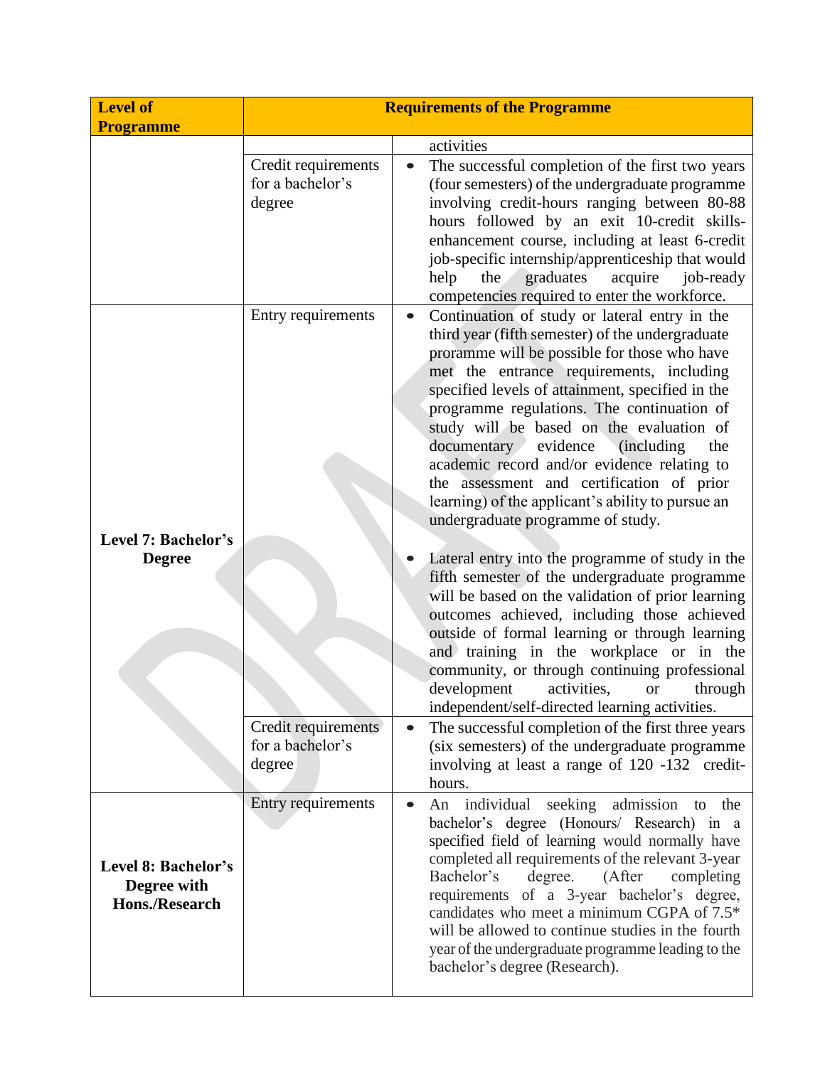| Level of Programme | Requirements of the Programme | |
|---|---|---|
| | | activities |
| | Credit requirements for a bachelor's degree | • The successful completion of the first two years (four semesters) of the undergraduate programme involving credit-hours ranging between 80-88 hours followed by an exit 10-credit skills-enhancement course, including at least 6-credit job-specific internship/apprenticeship that would help the graduates acquire job-ready competencies required to enter the workforce. |
| **Level 7: Bachelor's Degree** | Entry requirements | • Continuation of study or lateral entry in the third year (fifth semester) of the undergraduate proramme will be possible for those who have met the entrance requirements, including specified levels of attainment, specified in the programme regulations. The continuation of study will be based on the evaluation of documentary evidence (including the academic record and/or evidence relating to the assessment and certification of prior learning) of the applicant's ability to pursue an undergraduate programme of study.<br><br>• Lateral entry into the programme of study in the fifth semester of the undergraduate programme will be based on the validation of prior learning outcomes achieved, including those achieved outside of formal learning or through learning and training in the workplace or in the community, or through continuing professional development activities, or through independent/self-directed learning activities. |
| | Credit requirements for a bachelor's degree | • The successful completion of the first three years (six semesters) of the undergraduate programme involving at least a range of 120 -132 credit-hours. |
| **Level 8: Bachelor's Degree with Hons./Research** | Entry requirements | • An individual seeking admission to the bachelor's degree (Honours/ Research) in a specified field of learning would normally have completed all requirements of the relevant 3-year Bachelor's degree. (After completing requirements of a 3-year bachelor's degree, candidates who meet a minimum CGPA of 7.5* will be allowed to continue studies in the fourth year of the undergraduate programme leading to the bachelor's degree (Research). |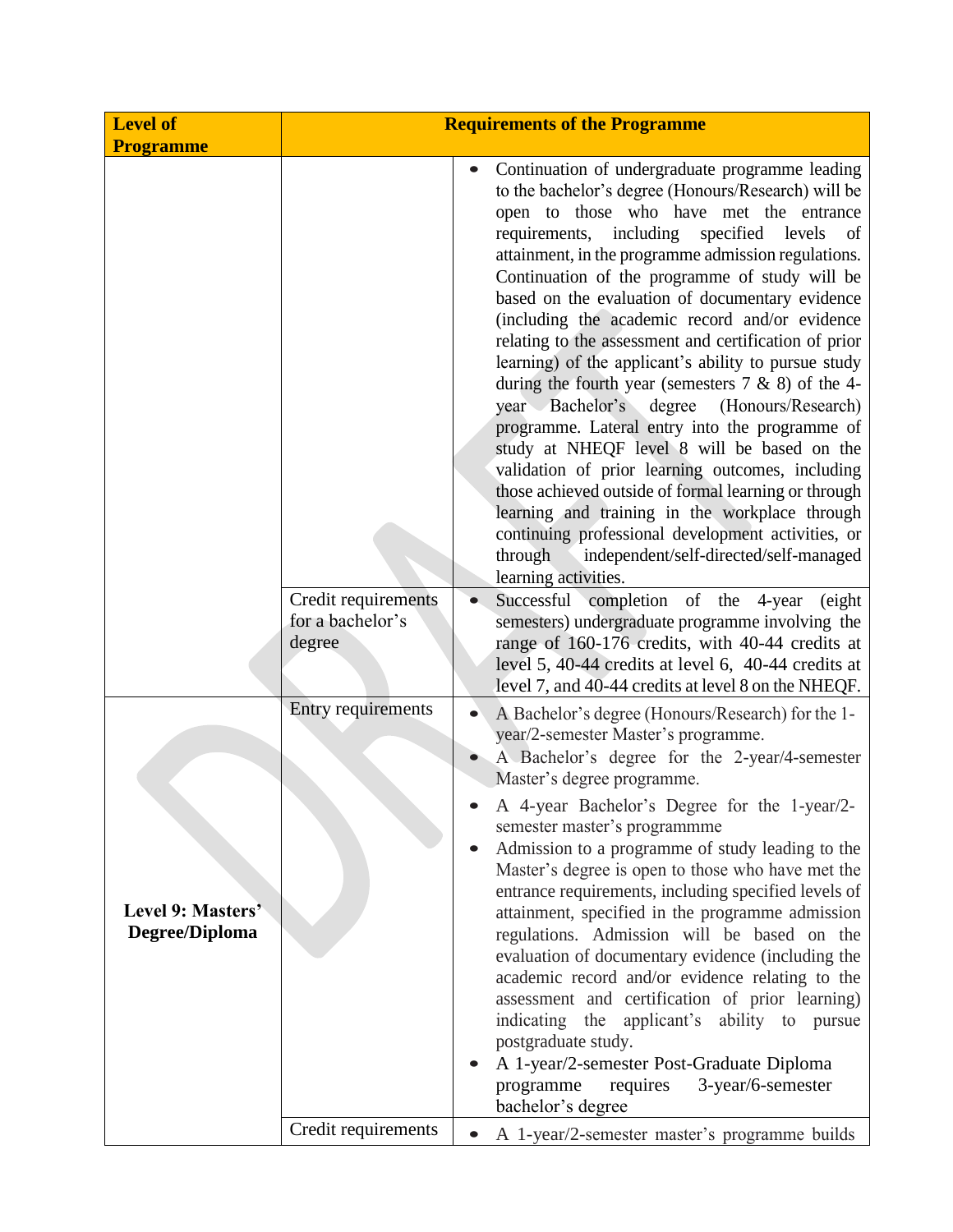| Level of Programme | Requirements of the Programme | |
|---|---|---|
| | | • Continuation of undergraduate programme leading to the bachelor's degree (Honours/Research) will be open to those who have met the entrance requirements, including specified levels of attainment, in the programme admission regulations. Continuation of the programme of study will be based on the evaluation of documentary evidence (including the academic record and/or evidence relating to the assessment and certification of prior learning) of the applicant's ability to pursue study during the fourth year (semesters 7 & 8) of the 4-year Bachelor's degree (Honours/Research) programme. Lateral entry into the programme of study at NHEQF level 8 will be based on the validation of prior learning outcomes, including those achieved outside of formal learning or through learning and training in the workplace through continuing professional development activities, or through independent/self-directed/self-managed learning activities. |
| | Credit requirements for a bachelor's degree | • Successful completion of the 4-year (eight semesters) undergraduate programme involving the range of 160-176 credits, with 40-44 credits at level 5, 40-44 credits at level 6, 40-44 credits at level 7, and 40-44 credits at level 8 on the NHEQF. |
| **Level 9: Masters' Degree/Diploma** | Entry requirements | • A Bachelor's degree (Honours/Research) for the 1-year/2-semester Master's programme.<br>• A Bachelor's degree for the 2-year/4-semester Master's degree programme.<br>• A 4-year Bachelor's Degree for the 1-year/2-semester master's programmme<br>• Admission to a programme of study leading to the Master's degree is open to those who have met the entrance requirements, including specified levels of attainment, specified in the programme admission regulations. Admission will be based on the evaluation of documentary evidence (including the academic record and/or evidence relating to the assessment and certification of prior learning) indicating the applicant's ability to pursue postgraduate study.<br>• A 1-year/2-semester Post-Graduate Diploma programme requires 3-year/6-semester bachelor's degree |
| | Credit requirements | • A 1-year/2-semester master's programme builds |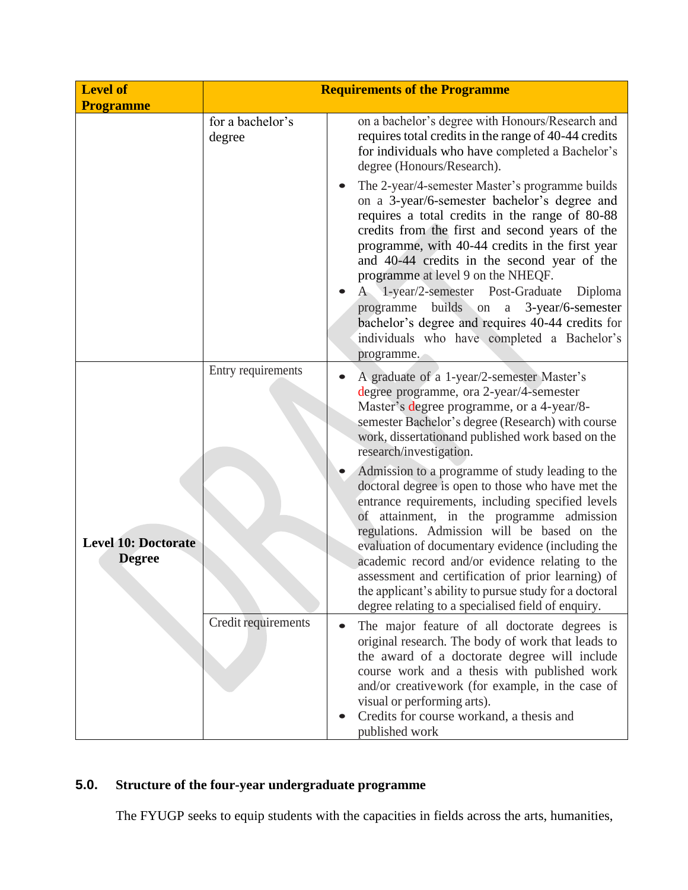| Level of Programme | Requirements of the Programme | |
|---|---|---|
| | for a bachelor's degree | on a bachelor's degree with Honours/Research and requires total credits in the range of 40-44 credits for individuals who have completed a Bachelor's degree (Honours/Research).<br>• The 2-year/4-semester Master's programme builds on a 3-year/6-semester bachelor's degree and requires a total credits in the range of 80-88 credits from the first and second years of the programme, with 40-44 credits in the first year and 40-44 credits in the second year of the programme at level 9 on the NHEQF.<br>• A 1-year/2-semester Post-Graduate Diploma programme builds on a 3-year/6-semester bachelor's degree and requires 40-44 credits for individuals who have completed a Bachelor's programme. |
| **Level 10: Doctorate Degree** | Entry requirements | • A graduate of a 1-year/2-semester Master's degree programme, ora 2-year/4-semester Master's degree programme, or a 4-year/8-semester Bachelor's degree (Research) with course work, dissertationand published work based on the research/investigation.<br>• Admission to a programme of study leading to the doctoral degree is open to those who have met the entrance requirements, including specified levels of attainment, in the programme admission regulations. Admission will be based on the evaluation of documentary evidence (including the academic record and/or evidence relating to the assessment and certification of prior learning) of the applicant's ability to pursue study for a doctoral degree relating to a specialised field of enquiry. |
| | Credit requirements | • The major feature of all doctorate degrees is original research. The body of work that leads to the award of a doctorate degree will include course work and a thesis with published work and/or creativework (for example, in the case of visual or performing arts).<br>• Credits for course workand, a thesis and published work |

## 5.0. Structure of the four-year undergraduate programme

The FYUGP seeks to equip students with the capacities in fields across the arts, humanities,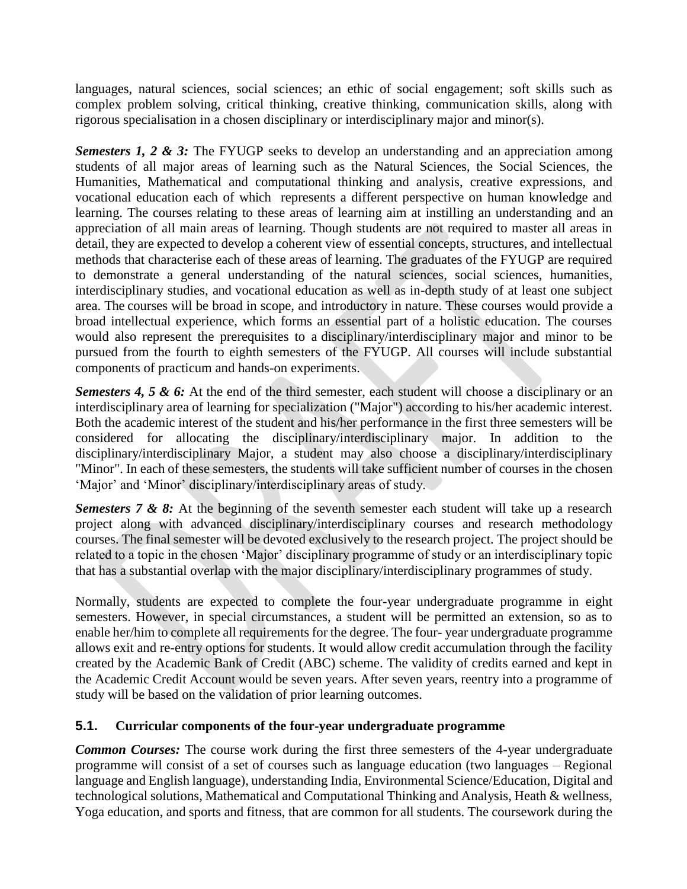languages, natural sciences, social sciences; an ethic of social engagement; soft skills such as complex problem solving, critical thinking, creative thinking, communication skills, along with rigorous specialisation in a chosen disciplinary or interdisciplinary major and minor(s).

***Semesters 1, 2 & 3:*** The FYUGP seeks to develop an understanding and an appreciation among students of all major areas of learning such as the Natural Sciences, the Social Sciences, the Humanities, Mathematical and computational thinking and analysis, creative expressions, and vocational education each of which represents a different perspective on human knowledge and learning. The courses relating to these areas of learning aim at instilling an understanding and an appreciation of all main areas of learning. Though students are not required to master all areas in detail, they are expected to develop a coherent view of essential concepts, structures, and intellectual methods that characterise each of these areas of learning. The graduates of the FYUGP are required to demonstrate a general understanding of the natural sciences, social sciences, humanities, interdisciplinary studies, and vocational education as well as in-depth study of at least one subject area. The courses will be broad in scope, and introductory in nature. These courses would provide a broad intellectual experience, which forms an essential part of a holistic education. The courses would also represent the prerequisites to a disciplinary/interdisciplinary major and minor to be pursued from the fourth to eighth semesters of the FYUGP. All courses will include substantial components of practicum and hands-on experiments.

***Semesters 4, 5 & 6:*** At the end of the third semester, each student will choose a disciplinary or an interdisciplinary area of learning for specialization ("Major") according to his/her academic interest. Both the academic interest of the student and his/her performance in the first three semesters will be considered for allocating the disciplinary/interdisciplinary major. In addition to the disciplinary/interdisciplinary Major, a student may also choose a disciplinary/interdisciplinary "Minor". In each of these semesters, the students will take sufficient number of courses in the chosen 'Major' and 'Minor' disciplinary/interdisciplinary areas of study.

***Semesters 7 & 8:*** At the beginning of the seventh semester each student will take up a research project along with advanced disciplinary/interdisciplinary courses and research methodology courses. The final semester will be devoted exclusively to the research project. The project should be related to a topic in the chosen 'Major' disciplinary programme of study or an interdisciplinary topic that has a substantial overlap with the major disciplinary/interdisciplinary programmes of study.

Normally, students are expected to complete the four-year undergraduate programme in eight semesters. However, in special circumstances, a student will be permitted an extension, so as to enable her/him to complete all requirements for the degree. The four- year undergraduate programme allows exit and re-entry options for students. It would allow credit accumulation through the facility created by the Academic Bank of Credit (ABC) scheme. The validity of credits earned and kept in the Academic Credit Account would be seven years. After seven years, reentry into a programme of study will be based on the validation of prior learning outcomes.

### 5.1. Curricular components of the four-year undergraduate programme

***Common Courses:*** The course work during the first three semesters of the 4-year undergraduate programme will consist of a set of courses such as language education (two languages – Regional language and English language), understanding India, Environmental Science/Education, Digital and technological solutions, Mathematical and Computational Thinking and Analysis, Heath & wellness, Yoga education, and sports and fitness, that are common for all students. The coursework during the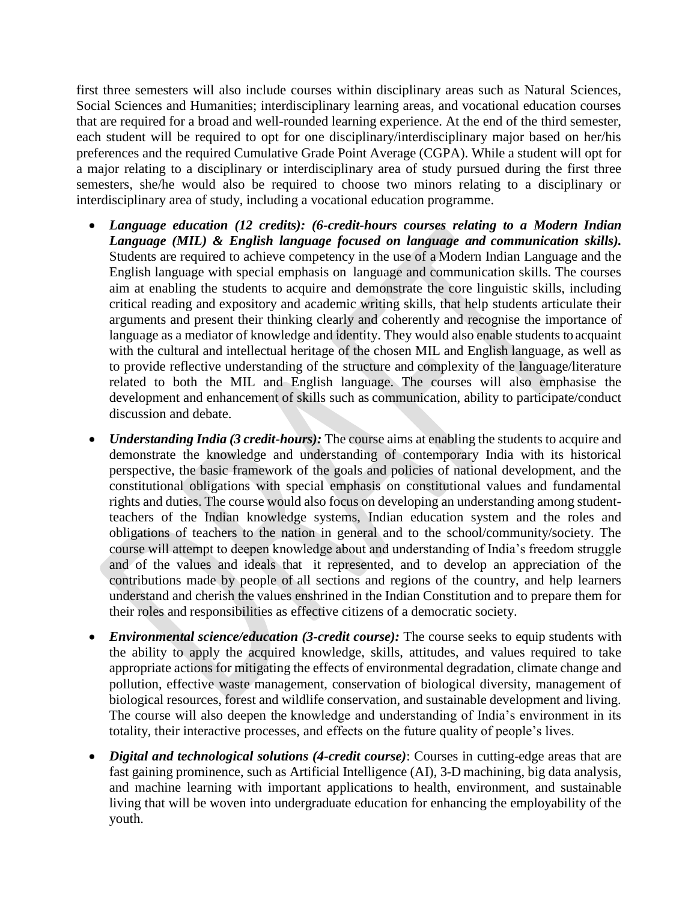first three semesters will also include courses within disciplinary areas such as Natural Sciences, Social Sciences and Humanities; interdisciplinary learning areas, and vocational education courses that are required for a broad and well-rounded learning experience. At the end of the third semester, each student will be required to opt for one disciplinary/interdisciplinary major based on her/his preferences and the required Cumulative Grade Point Average (CGPA). While a student will opt for a major relating to a disciplinary or interdisciplinary area of study pursued during the first three semesters, she/he would also be required to choose two minors relating to a disciplinary or interdisciplinary area of study, including a vocational education programme.

- ***Language education (12 credits): (6-credit-hours courses relating to a Modern Indian Language (MIL) & English language focused on language and communication skills).*** Students are required to achieve competency in the use of a Modern Indian Language and the English language with special emphasis on language and communication skills. The courses aim at enabling the students to acquire and demonstrate the core linguistic skills, including critical reading and expository and academic writing skills, that help students articulate their arguments and present their thinking clearly and coherently and recognise the importance of language as a mediator of knowledge and identity. They would also enable students to acquaint with the cultural and intellectual heritage of the chosen MIL and English language, as well as to provide reflective understanding of the structure and complexity of the language/literature related to both the MIL and English language. The courses will also emphasise the development and enhancement of skills such as communication, ability to participate/conduct discussion and debate.

- ***Understanding India (3 credit-hours):*** The course aims at enabling the students to acquire and demonstrate the knowledge and understanding of contemporary India with its historical perspective, the basic framework of the goals and policies of national development, and the constitutional obligations with special emphasis on constitutional values and fundamental rights and duties. The course would also focus on developing an understanding among student-teachers of the Indian knowledge systems, Indian education system and the roles and obligations of teachers to the nation in general and to the school/community/society. The course will attempt to deepen knowledge about and understanding of India's freedom struggle and of the values and ideals that it represented, and to develop an appreciation of the contributions made by people of all sections and regions of the country, and help learners understand and cherish the values enshrined in the Indian Constitution and to prepare them for their roles and responsibilities as effective citizens of a democratic society.

- ***Environmental science/education (3-credit course):*** The course seeks to equip students with the ability to apply the acquired knowledge, skills, attitudes, and values required to take appropriate actions for mitigating the effects of environmental degradation, climate change and pollution, effective waste management, conservation of biological diversity, management of biological resources, forest and wildlife conservation, and sustainable development and living. The course will also deepen the knowledge and understanding of India's environment in its totality, their interactive processes, and effects on the future quality of people's lives.

- ***Digital and technological solutions (4-credit course)***: Courses in cutting-edge areas that are fast gaining prominence, such as Artificial Intelligence (AI), 3-D machining, big data analysis, and machine learning with important applications to health, environment, and sustainable living that will be woven into undergraduate education for enhancing the employability of the youth.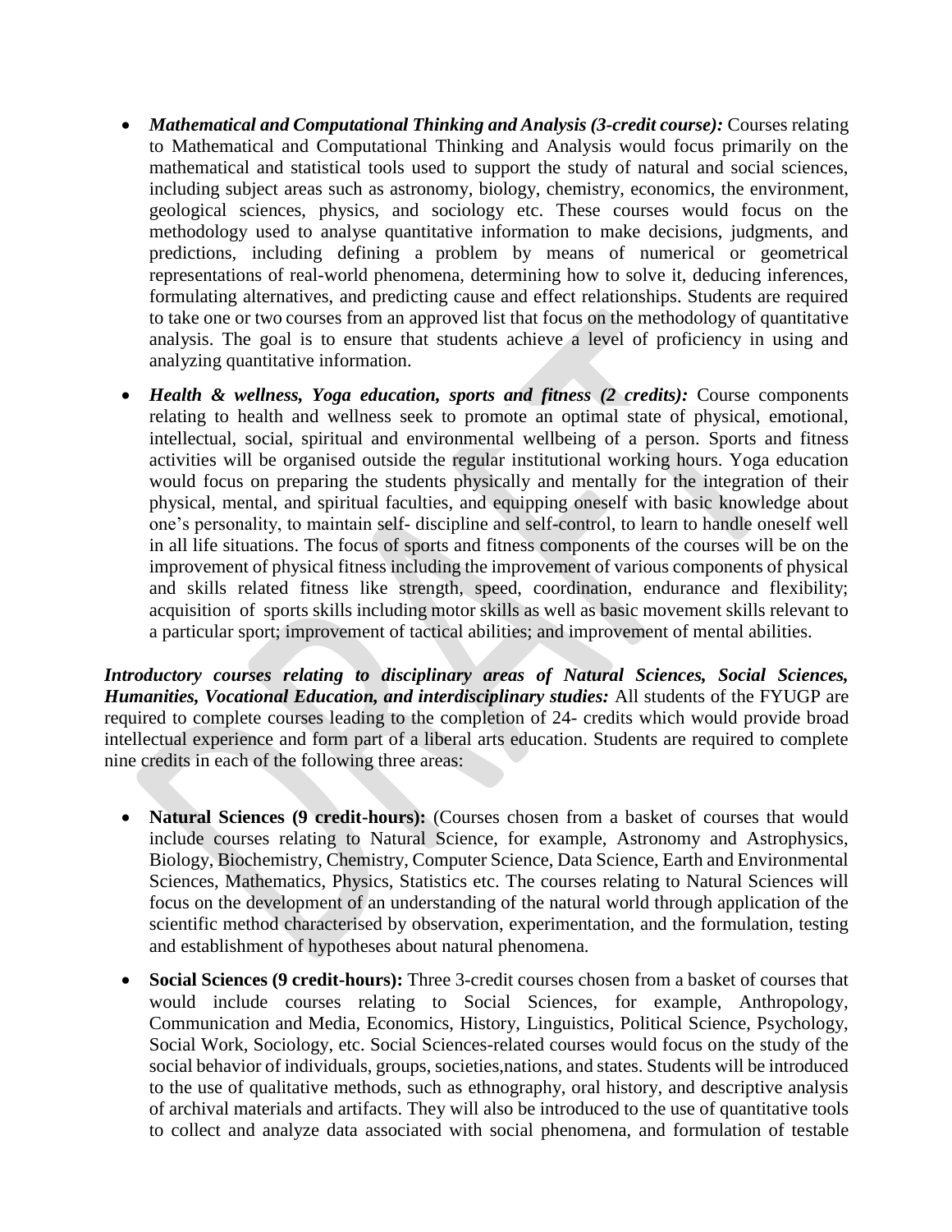- ***Mathematical and Computational Thinking and Analysis (3-credit course):*** Courses relating to Mathematical and Computational Thinking and Analysis would focus primarily on the mathematical and statistical tools used to support the study of natural and social sciences, including subject areas such as astronomy, biology, chemistry, economics, the environment, geological sciences, physics, and sociology etc. These courses would focus on the methodology used to analyse quantitative information to make decisions, judgments, and predictions, including defining a problem by means of numerical or geometrical representations of real-world phenomena, determining how to solve it, deducing inferences, formulating alternatives, and predicting cause and effect relationships. Students are required to take one or two courses from an approved list that focus on the methodology of quantitative analysis. The goal is to ensure that students achieve a level of proficiency in using and analyzing quantitative information.

- ***Health & wellness, Yoga education, sports and fitness (2 credits):*** Course components relating to health and wellness seek to promote an optimal state of physical, emotional, intellectual, social, spiritual and environmental wellbeing of a person. Sports and fitness activities will be organised outside the regular institutional working hours. Yoga education would focus on preparing the students physically and mentally for the integration of their physical, mental, and spiritual faculties, and equipping oneself with basic knowledge about one's personality, to maintain self- discipline and self-control, to learn to handle oneself well in all life situations. The focus of sports and fitness components of the courses will be on the improvement of physical fitness including the improvement of various components of physical and skills related fitness like strength, speed, coordination, endurance and flexibility; acquisition of sports skills including motor skills as well as basic movement skills relevant to a particular sport; improvement of tactical abilities; and improvement of mental abilities.

***Introductory courses relating to disciplinary areas of Natural Sciences, Social Sciences, Humanities, Vocational Education, and interdisciplinary studies:*** All students of the FYUGP are required to complete courses leading to the completion of 24- credits which would provide broad intellectual experience and form part of a liberal arts education. Students are required to complete nine credits in each of the following three areas:

- **Natural Sciences (9 credit-hours):** (Courses chosen from a basket of courses that would include courses relating to Natural Science, for example, Astronomy and Astrophysics, Biology, Biochemistry, Chemistry, Computer Science, Data Science, Earth and Environmental Sciences, Mathematics, Physics, Statistics etc. The courses relating to Natural Sciences will focus on the development of an understanding of the natural world through application of the scientific method characterised by observation, experimentation, and the formulation, testing and establishment of hypotheses about natural phenomena.

- **Social Sciences (9 credit-hours):** Three 3-credit courses chosen from a basket of courses that would include courses relating to Social Sciences, for example, Anthropology, Communication and Media, Economics, History, Linguistics, Political Science, Psychology, Social Work, Sociology, etc. Social Sciences-related courses would focus on the study of the social behavior of individuals, groups, societies,nations, and states. Students will be introduced to the use of qualitative methods, such as ethnography, oral history, and descriptive analysis of archival materials and artifacts. They will also be introduced to the use of quantitative tools to collect and analyze data associated with social phenomena, and formulation of testable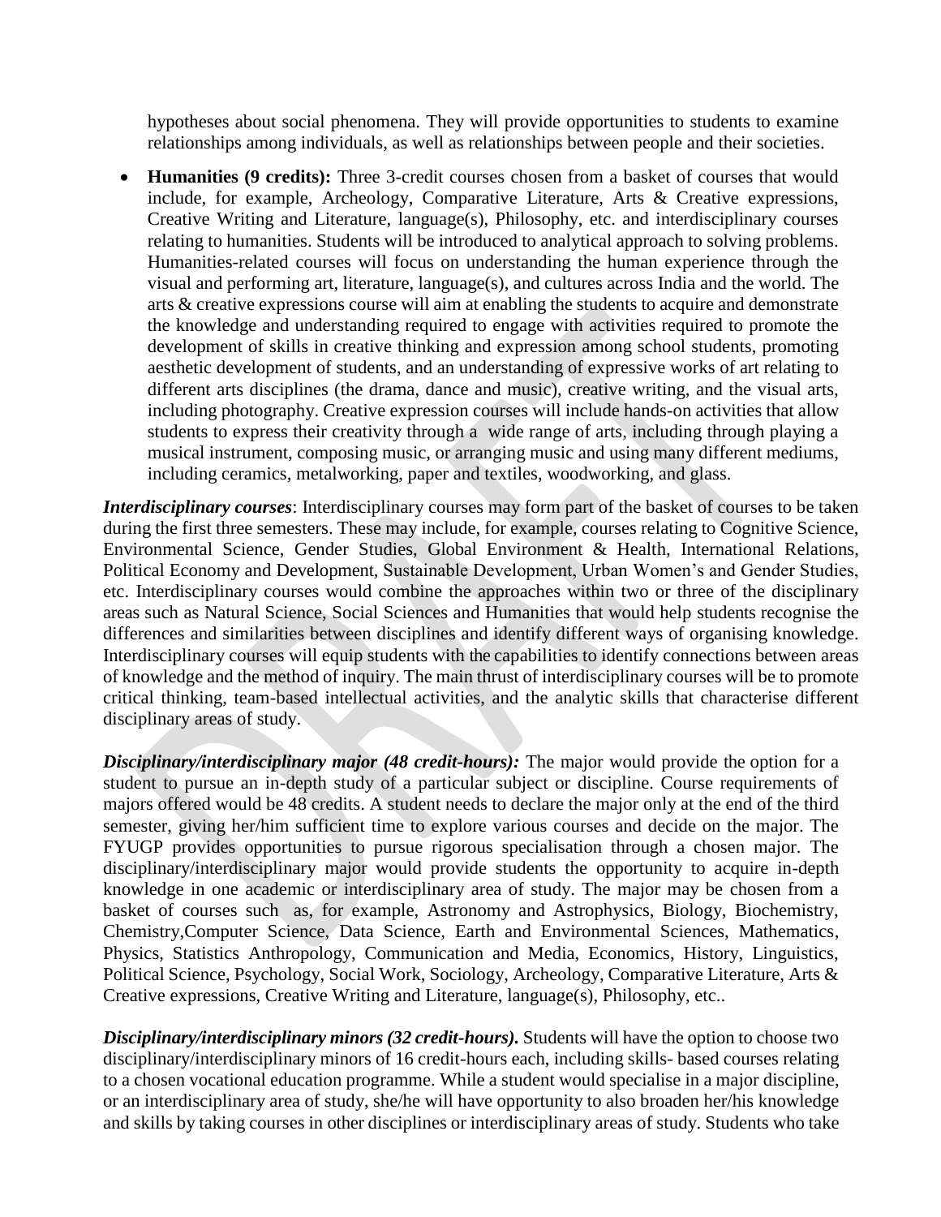hypotheses about social phenomena. They will provide opportunities to students to examine relationships among individuals, as well as relationships between people and their societies.

- **Humanities (9 credits):** Three 3-credit courses chosen from a basket of courses that would include, for example, Archeology, Comparative Literature, Arts & Creative expressions, Creative Writing and Literature, language(s), Philosophy, etc. and interdisciplinary courses relating to humanities. Students will be introduced to analytical approach to solving problems. Humanities-related courses will focus on understanding the human experience through the visual and performing art, literature, language(s), and cultures across India and the world. The arts & creative expressions course will aim at enabling the students to acquire and demonstrate the knowledge and understanding required to engage with activities required to promote the development of skills in creative thinking and expression among school students, promoting aesthetic development of students, and an understanding of expressive works of art relating to different arts disciplines (the drama, dance and music), creative writing, and the visual arts, including photography. Creative expression courses will include hands-on activities that allow students to express their creativity through a wide range of arts, including through playing a musical instrument, composing music, or arranging music and using many different mediums, including ceramics, metalworking, paper and textiles, woodworking, and glass.

***Interdisciplinary courses***: Interdisciplinary courses may form part of the basket of courses to be taken during the first three semesters. These may include, for example, courses relating to Cognitive Science, Environmental Science, Gender Studies, Global Environment & Health, International Relations, Political Economy and Development, Sustainable Development, Urban Women's and Gender Studies, etc. Interdisciplinary courses would combine the approaches within two or three of the disciplinary areas such as Natural Science, Social Sciences and Humanities that would help students recognise the differences and similarities between disciplines and identify different ways of organising knowledge. Interdisciplinary courses will equip students with the capabilities to identify connections between areas of knowledge and the method of inquiry. The main thrust of interdisciplinary courses will be to promote critical thinking, team-based intellectual activities, and the analytic skills that characterise different disciplinary areas of study.

***Disciplinary/interdisciplinary major (48 credit-hours):*** The major would provide the option for a student to pursue an in-depth study of a particular subject or discipline. Course requirements of majors offered would be 48 credits. A student needs to declare the major only at the end of the third semester, giving her/him sufficient time to explore various courses and decide on the major. The FYUGP provides opportunities to pursue rigorous specialisation through a chosen major. The disciplinary/interdisciplinary major would provide students the opportunity to acquire in-depth knowledge in one academic or interdisciplinary area of study. The major may be chosen from a basket of courses such as, for example, Astronomy and Astrophysics, Biology, Biochemistry, Chemistry,Computer Science, Data Science, Earth and Environmental Sciences, Mathematics, Physics, Statistics Anthropology, Communication and Media, Economics, History, Linguistics, Political Science, Psychology, Social Work, Sociology, Archeology, Comparative Literature, Arts & Creative expressions, Creative Writing and Literature, language(s), Philosophy, etc..

***Disciplinary/interdisciplinary minors (32 credit-hours).*** Students will have the option to choose two disciplinary/interdisciplinary minors of 16 credit-hours each, including skills- based courses relating to a chosen vocational education programme. While a student would specialise in a major discipline, or an interdisciplinary area of study, she/he will have opportunity to also broaden her/his knowledge and skills by taking courses in other disciplines or interdisciplinary areas of study. Students who take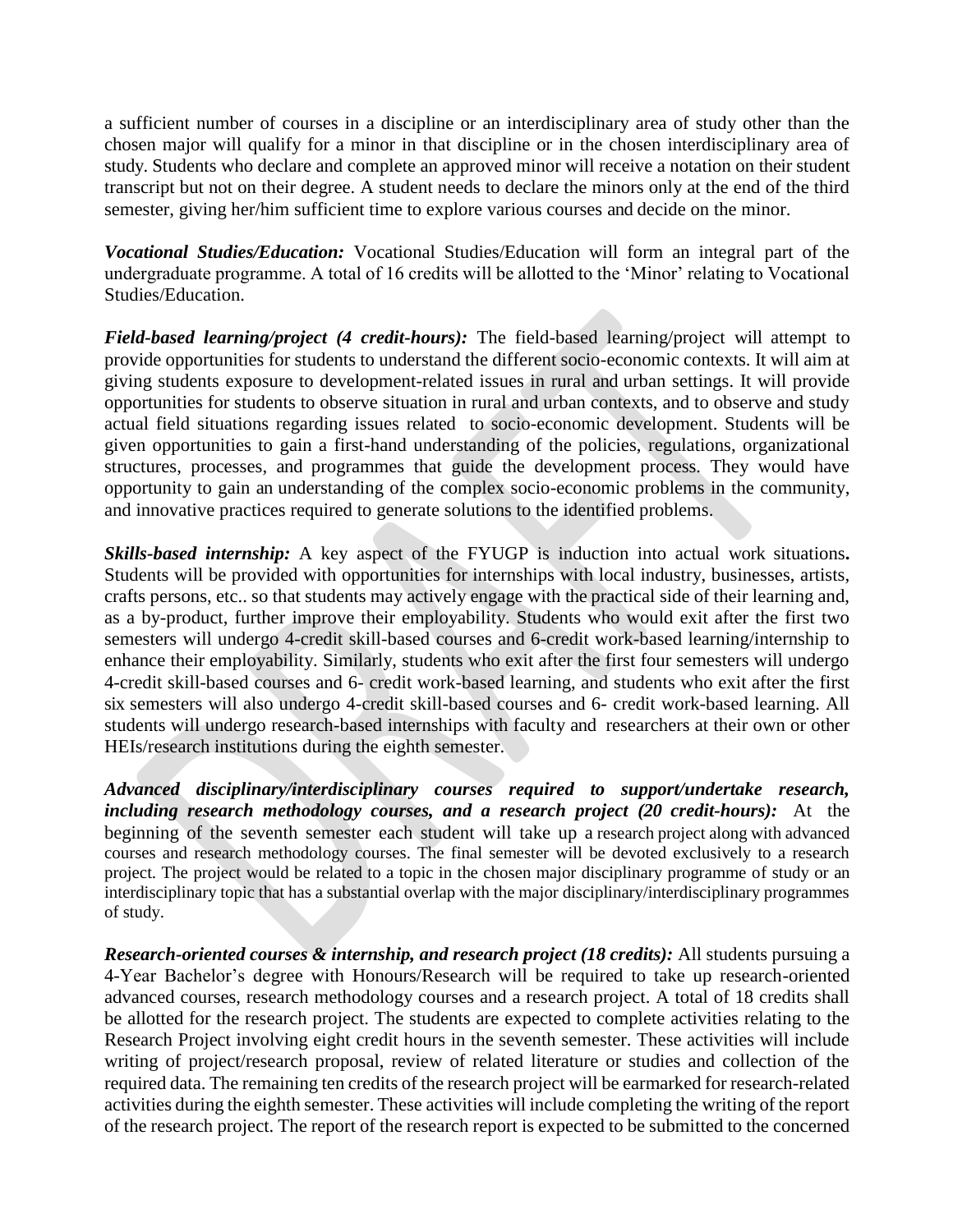a sufficient number of courses in a discipline or an interdisciplinary area of study other than the chosen major will qualify for a minor in that discipline or in the chosen interdisciplinary area of study. Students who declare and complete an approved minor will receive a notation on their student transcript but not on their degree. A student needs to declare the minors only at the end of the third semester, giving her/him sufficient time to explore various courses and decide on the minor.

***Vocational Studies/Education:*** Vocational Studies/Education will form an integral part of the undergraduate programme. A total of 16 credits will be allotted to the 'Minor' relating to Vocational Studies/Education.

***Field-based learning/project (4 credit-hours):*** The field-based learning/project will attempt to provide opportunities for students to understand the different socio-economic contexts. It will aim at giving students exposure to development-related issues in rural and urban settings. It will provide opportunities for students to observe situation in rural and urban contexts, and to observe and study actual field situations regarding issues related to socio-economic development. Students will be given opportunities to gain a first-hand understanding of the policies, regulations, organizational structures, processes, and programmes that guide the development process. They would have opportunity to gain an understanding of the complex socio-economic problems in the community, and innovative practices required to generate solutions to the identified problems.

***Skills-based internship:*** A key aspect of the FYUGP is induction into actual work situations**.** Students will be provided with opportunities for internships with local industry, businesses, artists, crafts persons, etc.. so that students may actively engage with the practical side of their learning and, as a by-product, further improve their employability. Students who would exit after the first two semesters will undergo 4-credit skill-based courses and 6-credit work-based learning/internship to enhance their employability. Similarly, students who exit after the first four semesters will undergo 4-credit skill-based courses and 6- credit work-based learning, and students who exit after the first six semesters will also undergo 4-credit skill-based courses and 6- credit work-based learning. All students will undergo research-based internships with faculty and researchers at their own or other HEIs/research institutions during the eighth semester.

***Advanced disciplinary/interdisciplinary courses required to support/undertake research, including research methodology courses, and a research project (20 credit-hours):*** At the beginning of the seventh semester each student will take up a research project along with advanced courses and research methodology courses. The final semester will be devoted exclusively to a research project. The project would be related to a topic in the chosen major disciplinary programme of study or an interdisciplinary topic that has a substantial overlap with the major disciplinary/interdisciplinary programmes of study.

***Research-oriented courses & internship, and research project (18 credits):*** All students pursuing a 4-Year Bachelor's degree with Honours/Research will be required to take up research-oriented advanced courses, research methodology courses and a research project. A total of 18 credits shall be allotted for the research project. The students are expected to complete activities relating to the Research Project involving eight credit hours in the seventh semester. These activities will include writing of project/research proposal, review of related literature or studies and collection of the required data. The remaining ten credits of the research project will be earmarked for research-related activities during the eighth semester. These activities will include completing the writing of the report of the research project. The report of the research report is expected to be submitted to the concerned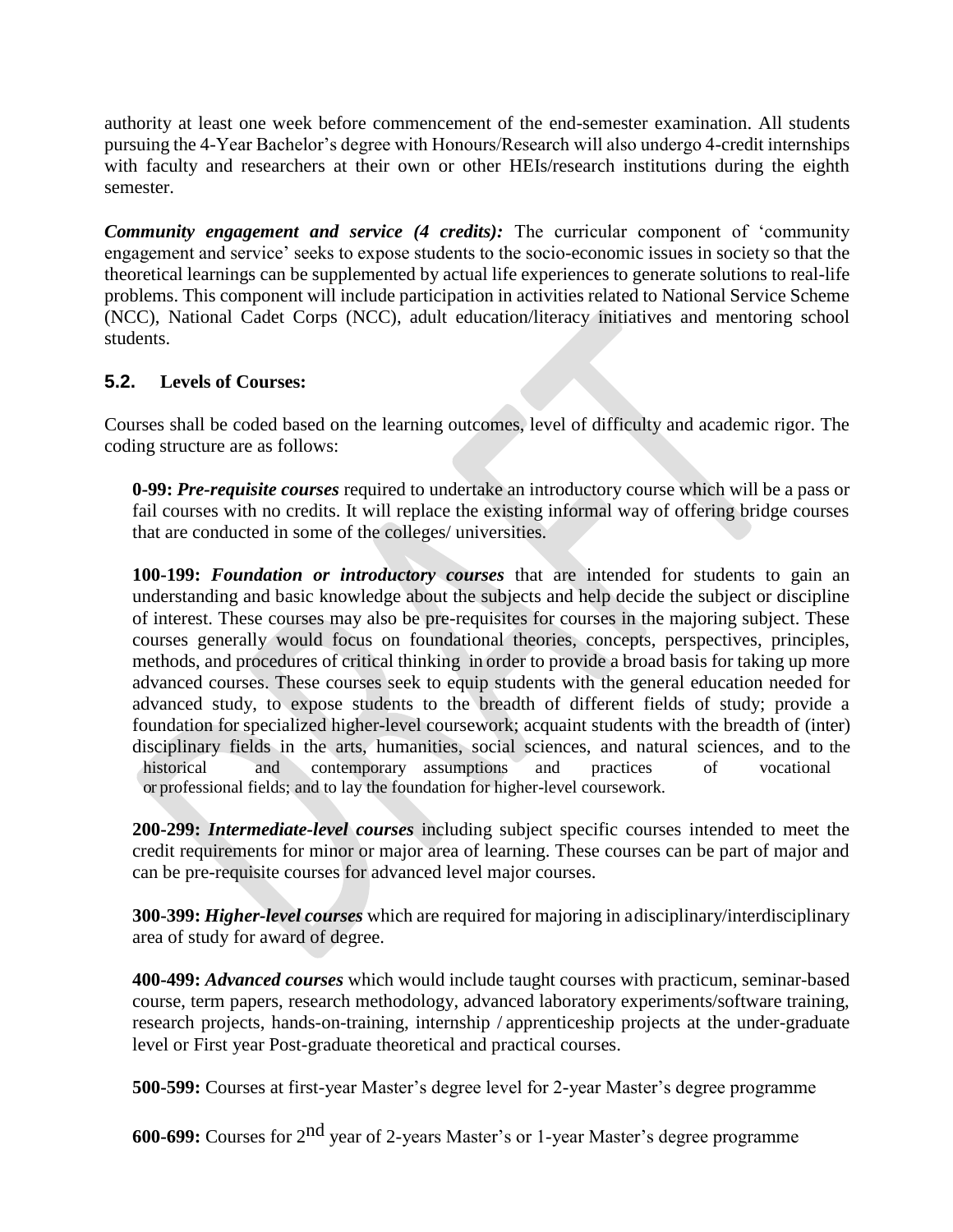authority at least one week before commencement of the end-semester examination. All students pursuing the 4-Year Bachelor's degree with Honours/Research will also undergo 4-credit internships with faculty and researchers at their own or other HEIs/research institutions during the eighth semester.

***Community engagement and service (4 credits):*** The curricular component of 'community engagement and service' seeks to expose students to the socio-economic issues in society so that the theoretical learnings can be supplemented by actual life experiences to generate solutions to real-life problems. This component will include participation in activities related to National Service Scheme (NCC), National Cadet Corps (NCC), adult education/literacy initiatives and mentoring school students.

## 5.2. Levels of Courses:

Courses shall be coded based on the learning outcomes, level of difficulty and academic rigor. The coding structure are as follows:

**0-99:** ***Pre-requisite courses*** required to undertake an introductory course which will be a pass or fail courses with no credits. It will replace the existing informal way of offering bridge courses that are conducted in some of the colleges/ universities.

**100-199:** ***Foundation or introductory courses*** that are intended for students to gain an understanding and basic knowledge about the subjects and help decide the subject or discipline of interest. These courses may also be pre-requisites for courses in the majoring subject. These courses generally would focus on foundational theories, concepts, perspectives, principles, methods, and procedures of critical thinking in order to provide a broad basis for taking up more advanced courses. These courses seek to equip students with the general education needed for advanced study, to expose students to the breadth of different fields of study; provide a foundation for specialized higher-level coursework; acquaint students with the breadth of (inter) disciplinary fields in the arts, humanities, social sciences, and natural sciences, and to the historical and contemporary assumptions and practices of vocational or professional fields; and to lay the foundation for higher-level coursework.

**200-299:** ***Intermediate-level courses*** including subject specific courses intended to meet the credit requirements for minor or major area of learning. These courses can be part of major and can be pre-requisite courses for advanced level major courses.

**300-399:** ***Higher-level courses*** which are required for majoring in adisciplinary/interdisciplinary area of study for award of degree.

**400-499:** ***Advanced courses*** which would include taught courses with practicum, seminar-based course, term papers, research methodology, advanced laboratory experiments/software training, research projects, hands-on-training, internship / apprenticeship projects at the under-graduate level or First year Post-graduate theoretical and practical courses.

**500-599:** Courses at first-year Master's degree level for 2-year Master's degree programme

**600-699:** Courses for 2nd year of 2-years Master's or 1-year Master's degree programme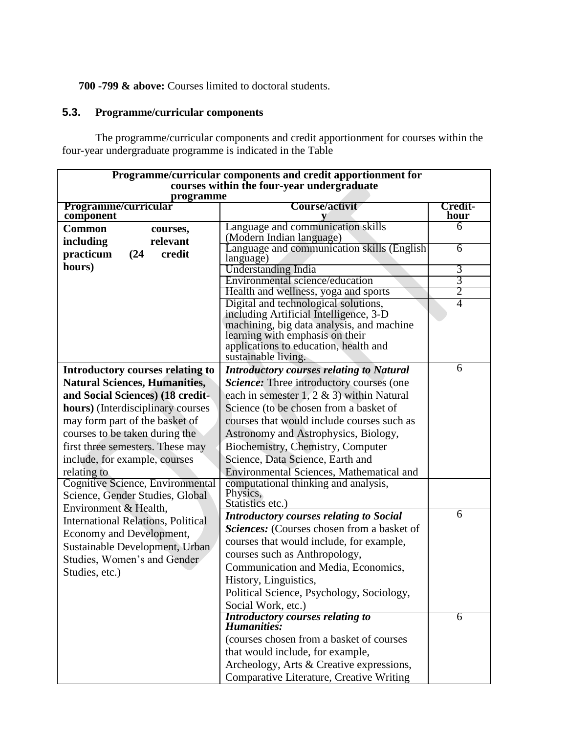**700 -799 & above:** Courses limited to doctoral students.

### 5.3. Programme/curricular components

The programme/curricular components and credit apportionment for courses within the four-year undergraduate programme is indicated in the Table

| Programme/curricular components and credit apportionment for courses within the four-year undergraduate programme | | |
|---|---|---|
| **Programme/curricular component** | **Course/activity** | **Credit-hour** |
| **Common courses, including relevant practicum (24 credit hours)** | Language and communication skills (Modern Indian language) | 6 |
| | Language and communication skills (English language) | 6 |
| | Understanding India | 3 |
| | Environmental science/education | 3 |
| | Health and wellness, yoga and sports | 2 |
| | Digital and technological solutions, including Artificial Intelligence, 3-D machining, big data analysis, and machine learning with emphasis on their applications to education, health and sustainable living. | 4 |
| **Introductory courses relating to Natural Sciences, Humanities, and Social Sciences) (18 credit-hours)** (Interdisciplinary courses may form part of the basket of courses to be taken during the first three semesters. These may include, for example, courses relating to Cognitive Science, Environmental Science, Gender Studies, Global Environment & Health, International Relations, Political Economy and Development, Sustainable Development, Urban Studies, Women's and Gender Studies, etc.) | ***Introductory courses relating to Natural Science:*** Three introductory courses (one each in semester 1, 2 & 3) within Natural Science (to be chosen from a basket of courses that would include courses such as Astronomy and Astrophysics, Biology, Biochemistry, Chemistry, Computer Science, Data Science, Earth and Environmental Sciences, Mathematical and computational thinking and analysis, Physics, Statistics etc.) | 6 |
| | ***Introductory courses relating to Social Sciences:*** (Courses chosen from a basket of courses that would include, for example, courses such as Anthropology, Communication and Media, Economics, History, Linguistics, Political Science, Psychology, Sociology, Social Work, etc.) | 6 |
| | ***Introductory courses relating to Humanities:*** (courses chosen from a basket of courses that would include, for example, Archeology, Arts & Creative expressions, Comparative Literature, Creative Writing | 6 |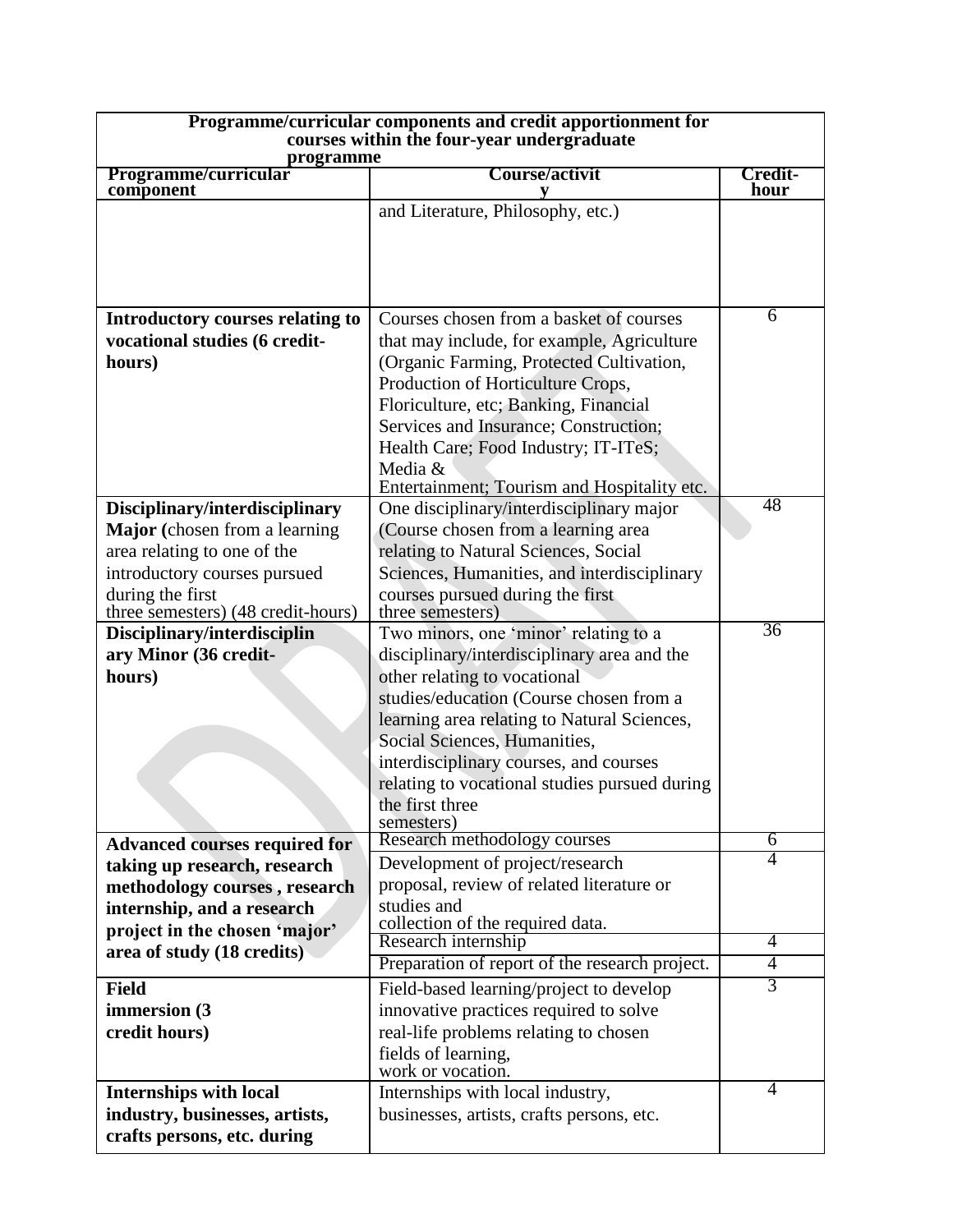| Programme/curricular components and credit apportionment for courses within the four-year undergraduate programme | | |
|---|---|---|
| **Programme/curricular component** | **Course/activity** | **Credit-hour** |
| | and Literature, Philosophy, etc.) | |
| **Introductory courses relating to vocational studies (6 credit-hours)** | Courses chosen from a basket of courses that may include, for example, Agriculture (Organic Farming, Protected Cultivation, Production of Horticulture Crops, Floriculture, etc; Banking, Financial Services and Insurance; Construction; Health Care; Food Industry; IT-ITeS; Media & Entertainment; Tourism and Hospitality etc. | 6 |
| **Disciplinary/interdisciplinary Major (**chosen from a learning area relating to one of the introductory courses pursued during the first three semesters) (48 credit-hours) | One disciplinary/interdisciplinary major (Course chosen from a learning area relating to Natural Sciences, Social Sciences, Humanities, and interdisciplinary courses pursued during the first three semesters) | 48 |
| **Disciplinary/interdisciplinary Minor (36 credit-hours)** | Two minors, one 'minor' relating to a disciplinary/interdisciplinary area and the other relating to vocational studies/education (Course chosen from a learning area relating to Natural Sciences, Social Sciences, Humanities, interdisciplinary courses, and courses relating to vocational studies pursued during the first three semesters) | 36 |
| **Advanced courses required for taking up research, research methodology courses , research internship, and a research project in the chosen 'major' area of study (18 credits)** | Research methodology courses | 6 |
| | Development of project/research proposal, review of related literature or studies and collection of the required data. | 4 |
| | Research internship | 4 |
| | Preparation of report of the research project. | 4 |
| **Field immersion (3 credit hours)** | Field-based learning/project to develop innovative practices required to solve real-life problems relating to chosen fields of learning, work or vocation. | 3 |
| **Internships with local industry, businesses, artists, crafts persons, etc. during** | Internships with local industry, businesses, artists, crafts persons, etc. | 4 |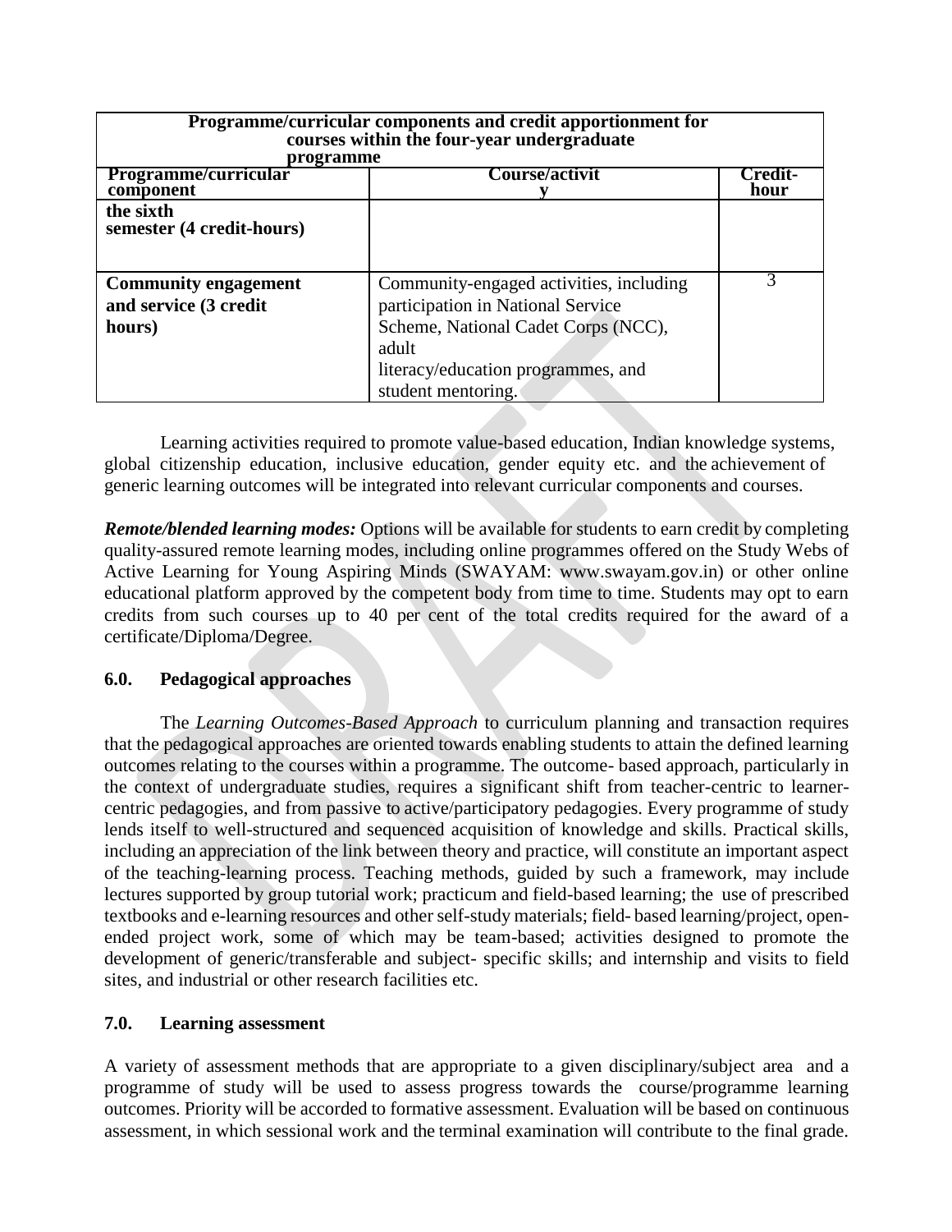| Programme/curricular components and credit apportionment for courses within the four-year undergraduate programme | | |
|---|---|---|
| **Programme/curricular component** | **Course/activity** | **Credit-hour** |
| **the sixth semester (4 credit-hours)** | | |
| **Community engagement and service (3 credit hours)** | Community-engaged activities, including participation in National Service Scheme, National Cadet Corps (NCC), adult literacy/education programmes, and student mentoring. | 3 |

Learning activities required to promote value-based education, Indian knowledge systems, global citizenship education, inclusive education, gender equity etc. and the achievement of generic learning outcomes will be integrated into relevant curricular components and courses.

***Remote/blended learning modes:*** Options will be available for students to earn credit by completing quality-assured remote learning modes, including online programmes offered on the Study Webs of Active Learning for Young Aspiring Minds (SWAYAM: www.swayam.gov.in) or other online educational platform approved by the competent body from time to time. Students may opt to earn credits from such courses up to 40 per cent of the total credits required for the award of a certificate/Diploma/Degree.

## 6.0. Pedagogical approaches

The *Learning Outcomes-Based Approach* to curriculum planning and transaction requires that the pedagogical approaches are oriented towards enabling students to attain the defined learning outcomes relating to the courses within a programme. The outcome- based approach, particularly in the context of undergraduate studies, requires a significant shift from teacher-centric to learner-centric pedagogies, and from passive to active/participatory pedagogies. Every programme of study lends itself to well-structured and sequenced acquisition of knowledge and skills. Practical skills, including an appreciation of the link between theory and practice, will constitute an important aspect of the teaching-learning process. Teaching methods, guided by such a framework, may include lectures supported by group tutorial work; practicum and field-based learning; the use of prescribed textbooks and e-learning resources and other self-study materials; field- based learning/project, open-ended project work, some of which may be team-based; activities designed to promote the development of generic/transferable and subject- specific skills; and internship and visits to field sites, and industrial or other research facilities etc.

## 7.0. Learning assessment

A variety of assessment methods that are appropriate to a given disciplinary/subject area and a programme of study will be used to assess progress towards the course/programme learning outcomes. Priority will be accorded to formative assessment. Evaluation will be based on continuous assessment, in which sessional work and the terminal examination will contribute to the final grade.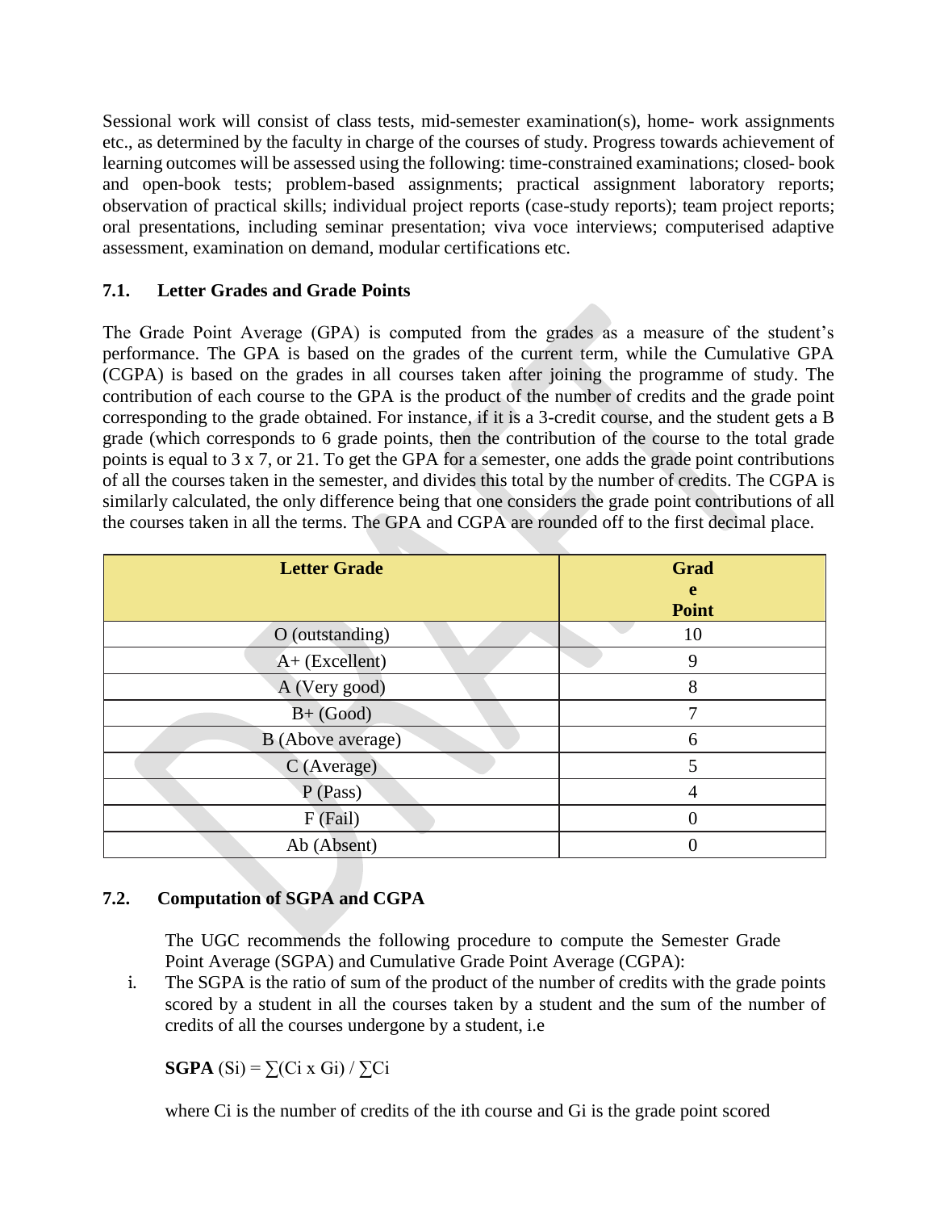Sessional work will consist of class tests, mid-semester examination(s), home- work assignments etc., as determined by the faculty in charge of the courses of study. Progress towards achievement of learning outcomes will be assessed using the following: time-constrained examinations; closed- book and open-book tests; problem-based assignments; practical assignment laboratory reports; observation of practical skills; individual project reports (case-study reports); team project reports; oral presentations, including seminar presentation; viva voce interviews; computerised adaptive assessment, examination on demand, modular certifications etc.

### 7.1. Letter Grades and Grade Points

The Grade Point Average (GPA) is computed from the grades as a measure of the student's performance. The GPA is based on the grades of the current term, while the Cumulative GPA (CGPA) is based on the grades in all courses taken after joining the programme of study. The contribution of each course to the GPA is the product of the number of credits and the grade point corresponding to the grade obtained. For instance, if it is a 3-credit course, and the student gets a B grade (which corresponds to 6 grade points, then the contribution of the course to the total grade points is equal to 3 x 7, or 21. To get the GPA for a semester, one adds the grade point contributions of all the courses taken in the semester, and divides this total by the number of credits. The CGPA is similarly calculated, the only difference being that one considers the grade point contributions of all the courses taken in all the terms. The GPA and CGPA are rounded off to the first decimal place.

| Letter Grade | Grade Point |
|---|---|
| O (outstanding) | 10 |
| A+ (Excellent) | 9 |
| A (Very good) | 8 |
| B+ (Good) | 7 |
| B (Above average) | 6 |
| C (Average) | 5 |
| P (Pass) | 4 |
| F (Fail) | 0 |
| Ab (Absent) | 0 |

### 7.2. Computation of SGPA and CGPA

The UGC recommends the following procedure to compute the Semester Grade Point Average (SGPA) and Cumulative Grade Point Average (CGPA):

i. The SGPA is the ratio of sum of the product of the number of credits with the grade points scored by a student in all the courses taken by a student and the sum of the number of credits of all the courses undergone by a student, i.e

**SGPA** $(S_i) = \sum(C_i \times G_i) / \sum C_i$

where $C_i$ is the number of credits of the ith course and $G_i$ is the grade point scored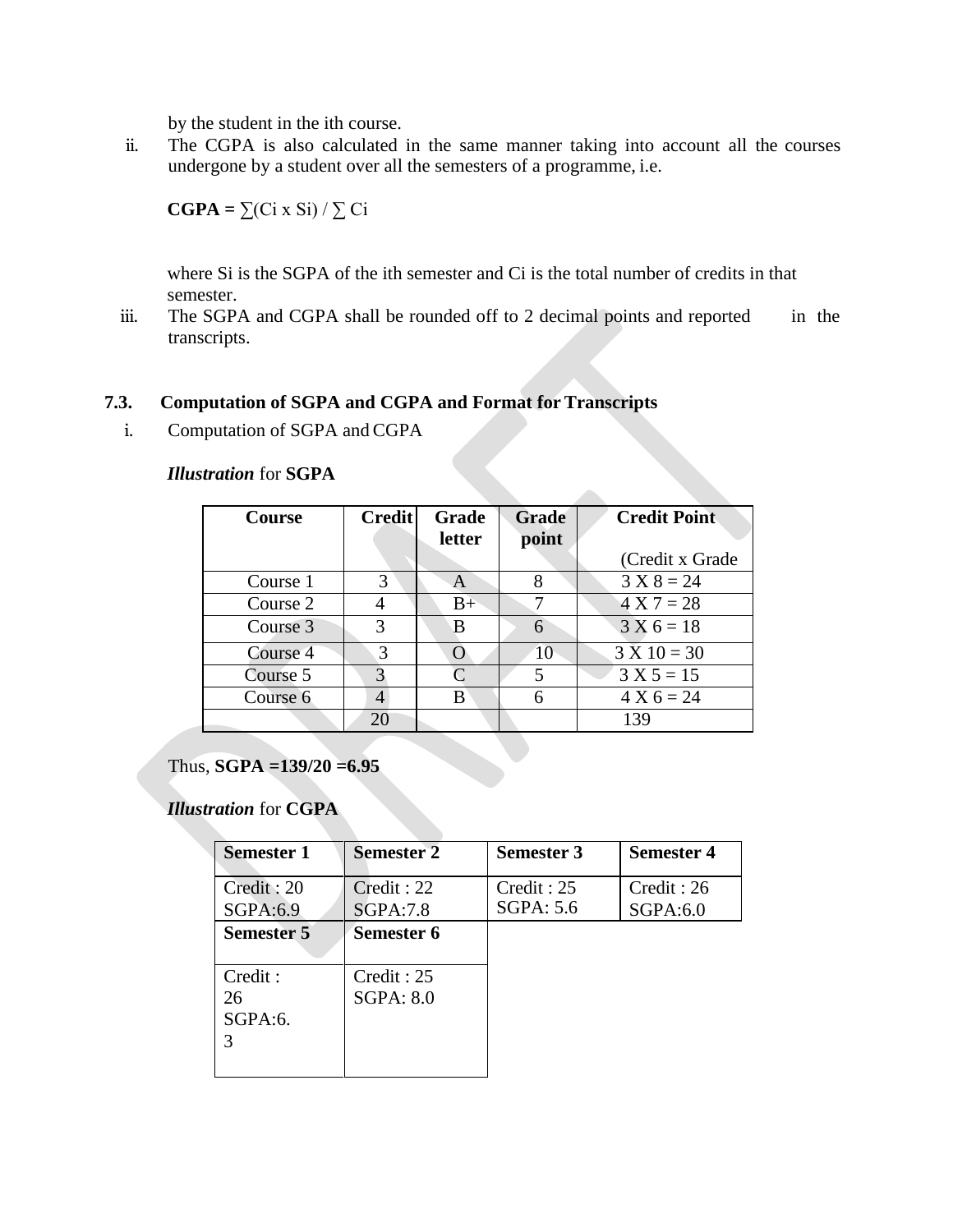by the student in the ith course.

ii. The CGPA is also calculated in the same manner taking into account all the courses undergone by a student over all the semesters of a programme, i.e.

**CGPA =** $\sum(C_i \times S_i) / \sum C_i$

where $S_i$ is the SGPA of the ith semester and $C_i$ is the total number of credits in that semester.

iii. The SGPA and CGPA shall be rounded off to 2 decimal points and reported in the transcripts.

### 7.3. Computation of SGPA and CGPA and Format for Transcripts

i. Computation of SGPA and CGPA

***Illustration*** **for SGPA**

| Course | Credit | Grade letter | Grade point | Credit Point (Credit x Grade |
|---|---|---|---|---|
| Course 1 | 3 | A | 8 | 3 X 8 = 24 |
| Course 2 | 4 | B+ | 7 | 4 X 7 = 28 |
| Course 3 | 3 | B | 6 | 3 X 6 = 18 |
| Course 4 | 3 | O | 10 | 3 X 10 = 30 |
| Course 5 | 3 | C | 5 | 3 X 5 = 15 |
| Course 6 | 4 | B | 6 | 4 X 6 = 24 |
| | 20 | | | 139 |

Thus, **SGPA =139/20 =6.95**

***Illustration*** **for CGPA**

| Semester 1 | Semester 2 | Semester 3 | Semester 4 |
|---|---|---|---|
| Credit : 20<br>SGPA:6.9 | Credit : 22<br>SGPA:7.8 | Credit : 25<br>SGPA: 5.6 | Credit : 26<br>SGPA:6.0 |
| **Semester 5** | **Semester 6** | | |
| Credit : 26<br>SGPA:6.3 | Credit : 25<br>SGPA: 8.0 | | |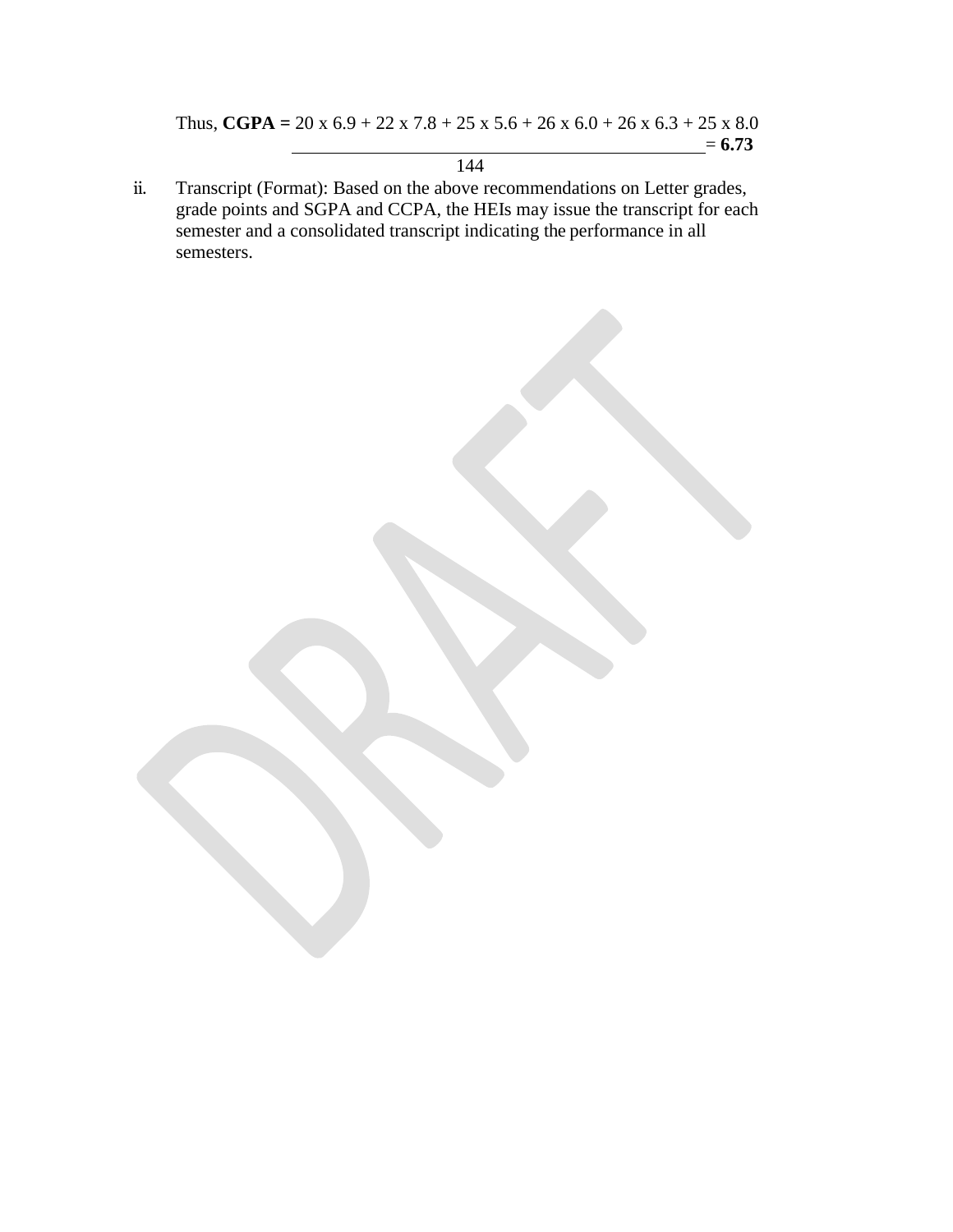Thus, **CGPA =** $\frac{20 \times 6.9 + 22 \times 7.8 + 25 \times 5.6 + 26 \times 6.0 + 26 \times 6.3 + 25 \times 8.0}{144}$ = **6.73**

ii. Transcript (Format): Based on the above recommendations on Letter grades, grade points and SGPA and CCPA, the HEIs may issue the transcript for each semester and a consolidated transcript indicating the performance in all semesters.